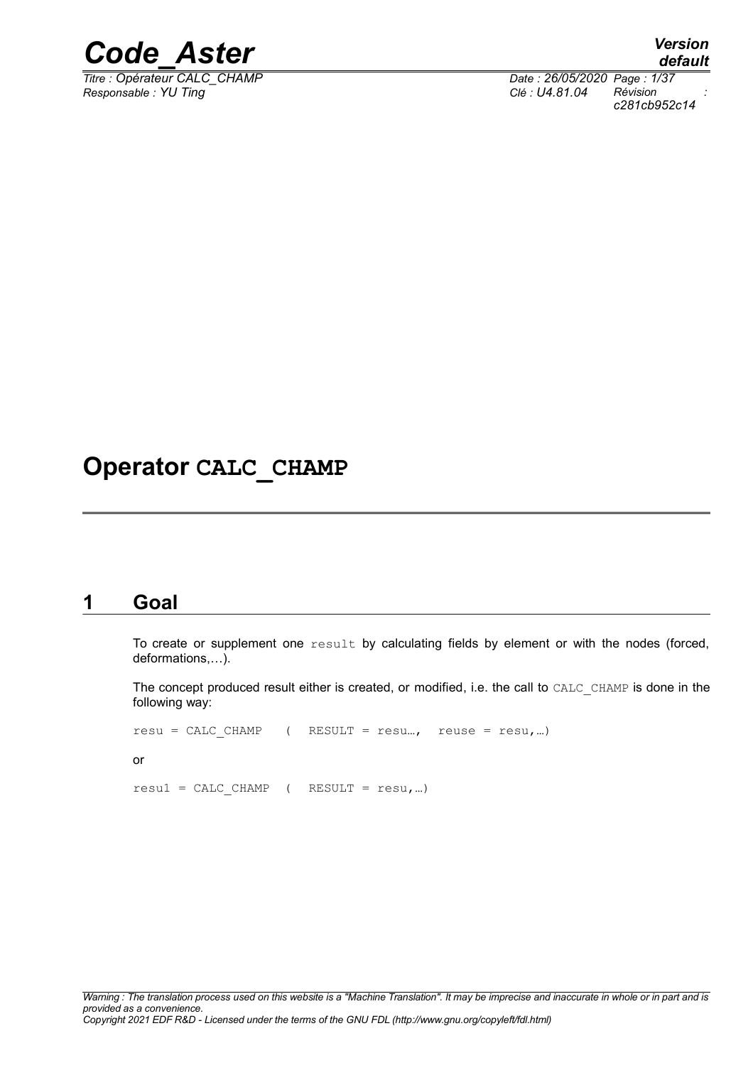# Operator CALC_CHAMP

## 1 Goal

To create or supplement one `result` by calculating fields by element or with the nodes (forced, deformations,…).

The concept produced result either is created, or modified, i.e. the call to `CALC_CHAMP` is done in the following way:

```
resu = CALC_CHAMP   (  RESULT = resu…,  reuse = resu,…)
```

or

```
resu1 = CALC_CHAMP  (  RESULT = resu,…)
```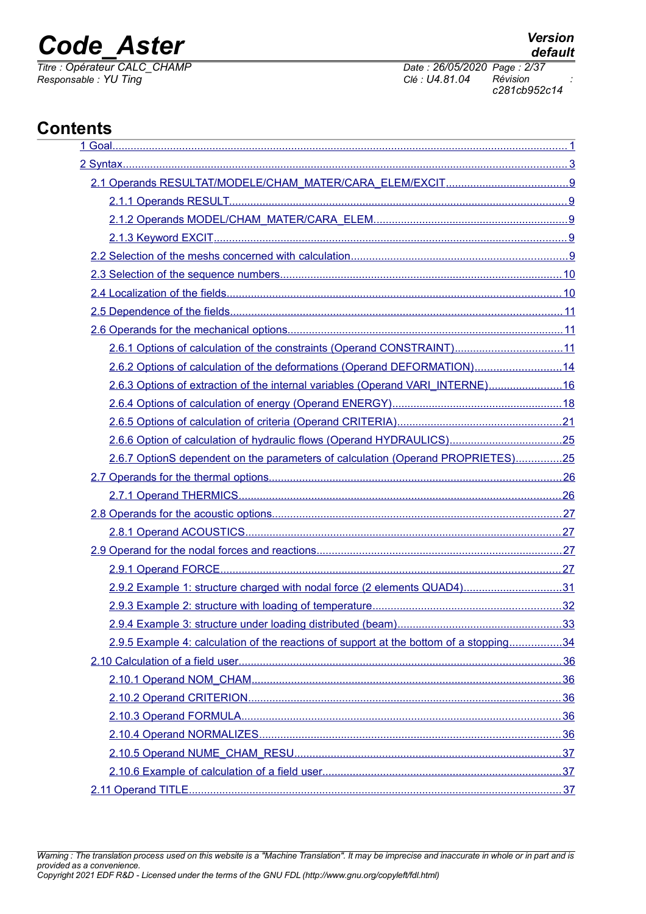# Contents

1 Goal........................................................................................................................................1

2 Syntax......................................................................................................................................3

2.1 Operands RESULTAT/MODELE/CHAM_MATER/CARA_ELEM/EXCIT.........................................9

2.1.1 Operands RESULT.................................................................................................9

2.1.2 Operands MODEL/CHAM_MATER/CARA_ELEM...................................................9

2.1.3 Keyword EXCIT.......................................................................................................9

2.2 Selection of the meshs concerned with calculation.........................................................9

2.3 Selection of the sequence numbers................................................................................10

2.4 Localization of the fields...................................................................................................10

2.5 Dependence of the fields..................................................................................................11

2.6 Operands for the mechanical options...............................................................................11

2.6.1 Options of calculation of the constraints (Operand CONSTRAINT)............................11

2.6.2 Options of calculation of the deformations (Operand DEFORMATION).......................14

2.6.3 Options of extraction of the internal variables (Operand VARI_INTERNE).................16

2.6.4 Options of calculation of energy (Operand ENERGY)..................................................18

2.6.5 Options of calculation of criteria (Operand CRITERIA).................................................21

2.6.6 Option of calculation of hydraulic flows (Operand HYDRAULICS)...............................25

2.6.7 OptionS dependent on the parameters of calculation (Operand PROPRIETES)...........25

2.7 Operands for the thermal options......................................................................................26

2.7.1 Operand THERMICS.....................................................................................................26

2.8 Operands for the acoustic options......................................................................................27

2.8.1 Operand ACOUSTICS...................................................................................................27

2.9 Operand for the nodal forces and reactions........................................................................27

2.9.1 Operand FORCE............................................................................................................27

2.9.2 Example 1: structure charged with nodal force (2 elements QUAD4)............................31

2.9.3 Example 2: structure with loading of temperature...........................................................32

2.9.4 Example 3: structure under loading distributed (beam)...................................................33

2.9.5 Example 4: calculation of the reactions of support at the bottom of a stopping..............34

2.10 Calculation of a field user.................................................................................................36

2.10.1 Operand NOM_CHAM..................................................................................................36

2.10.2 Operand CRITERION...................................................................................................36

2.10.3 Operand FORMULA.....................................................................................................36

2.10.4 Operand NORMALIZES................................................................................................36

2.10.5 Operand NUME_CHAM_RESU....................................................................................37

2.10.6 Example of calculation of a field user............................................................................37

2.11 Operand TITLE...................................................................................................................37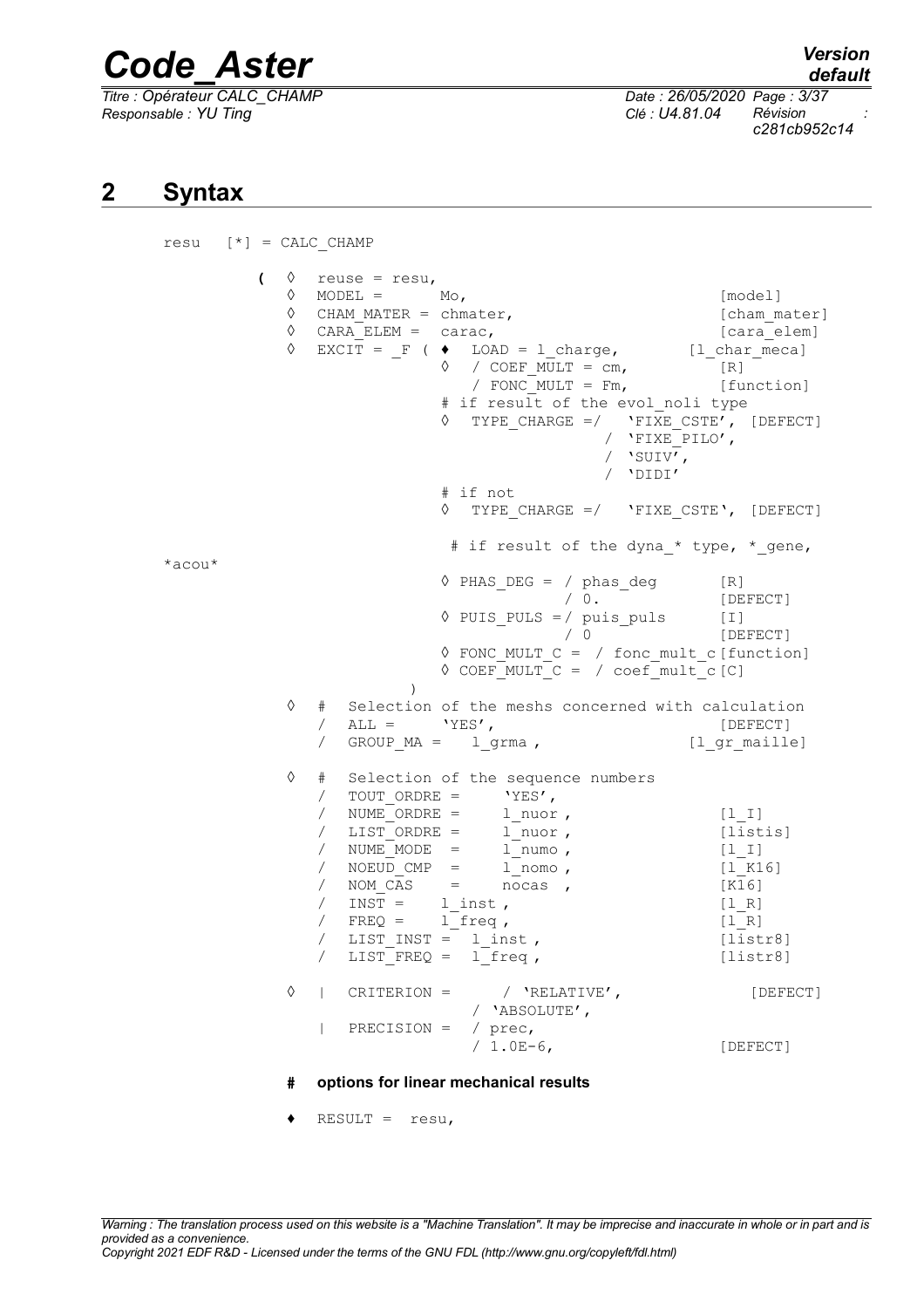## 2 Syntax

```
resu   [*] = CALC_CHAMP

          (  ◊  reuse = resu,
             ◊  MODEL =      Mo,                              [model]
             ◊  CHAM_MATER = chmater,                         [cham_mater]
             ◊  CARA_ELEM =  carac,                           [cara_elem]
             ◊  EXCIT = _F ( ♦  LOAD = l_charge,          [l_char_meca]
                             ◊  / COEF_MULT = cm,             [R]
                                / FONC_MULT = Fm,             [function]
                             # if result of the evol_noli type
                             ◊  TYPE_CHARGE =/  'FIXE_CSTE', [DEFECT]
                                              / 'FIXE_PILO',
                                              / 'SUIV',
                                              / 'DIDI'
                             # if not
                             ◊  TYPE_CHARGE =/  'FIXE_CSTE', [DEFECT]

                              # if result of the dyna_* type, *_gene,
*acou*
                             ◊ PHAS_DEG = / phas_deg        [R]
                                          / 0.              [DEFECT]
                             ◊ PUIS_PULS =/ puis_puls       [I]
                                          / 0               [DEFECT]
                             ◊ FONC_MULT_C =  / fonc_mult_c [function]
                             ◊ COEF_MULT_C =  / coef_mult_c [C]
                          )
             ◊  #  Selection of the meshs concerned with calculation
                /  ALL =      'YES',                         [DEFECT]
                /  GROUP_MA =   l_grma ,                 [l_gr_maille]

             ◊  #  Selection of the sequence numbers
                /  TOUT_ORDRE =      'YES',
                /  NUME_ORDRE =      l_nuor ,               [l_I]
                /  LIST_ORDRE =      l_nuor ,               [listis]
                /  NUME_MODE  =      l_numo ,               [l_I]
                /  NOEUD_CMP  =      l_nomo ,               [l_K16]
                /  NOM_CAS    =      nocas  ,               [K16]
                /  INST =    l_inst ,                       [l_R]
                /  FREQ =    l_freq ,                       [l_R]
                /  LIST_INST =  l_inst ,                    [listr8]
                /  LIST_FREQ =  l_freq ,                    [listr8]

             ◊  |  CRITERION =      / 'RELATIVE',              [DEFECT]
                                  / 'ABSOLUTE',
                |  PRECISION =  / prec,
                                / 1.0E-6,                   [DEFECT]
```

**# options for linear mechanical results**

```
             ♦  RESULT =  resu,
```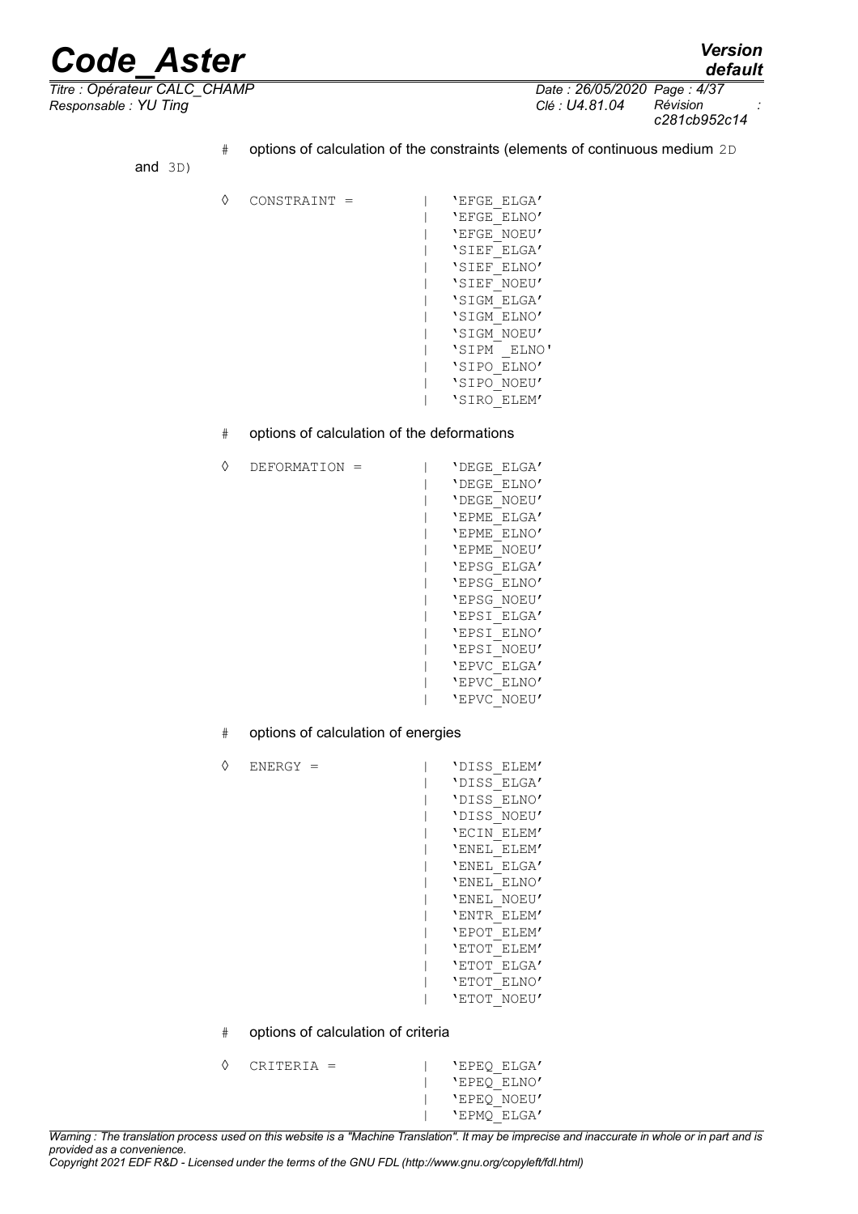```
#   options of calculation of the constraints (elements of continuous medium 2D
and 3D)

◊   CONSTRAINT =          |   'EFGE_ELGA'
                          |   'EFGE_ELNO'
                          |   'EFGE_NOEU'
                          |   'SIEF_ELGA'
                          |   'SIEF_ELNO'
                          |   'SIEF_NOEU'
                          |   'SIGM_ELGA'
                          |   'SIGM_ELNO'
                          |   'SIGM_NOEU'
                          |   'SIPM _ELNO'
                          |   'SIPO_ELNO'
                          |   'SIPO_NOEU'
                          |   'SIRO_ELEM'

#   options of calculation of the deformations

◊   DEFORMATION =         |   'DEGE_ELGA'
                          |   'DEGE_ELNO'
                          |   'DEGE_NOEU'
                          |   'EPME_ELGA'
                          |   'EPME_ELNO'
                          |   'EPME_NOEU'
                          |   'EPSG_ELGA'
                          |   'EPSG_ELNO'
                          |   'EPSG_NOEU'
                          |   'EPSI_ELGA'
                          |   'EPSI_ELNO'
                          |   'EPSI_NOEU'
                          |   'EPVC_ELGA'
                          |   'EPVC_ELNO'
                          |   'EPVC_NOEU'

#   options of calculation of energies

◊   ENERGY =              |   'DISS_ELEM'
                          |   'DISS_ELGA'
                          |   'DISS_ELNO'
                          |   'DISS_NOEU'
                          |   'ECIN_ELEM'
                          |   'ENEL_ELEM'
                          |   'ENEL_ELGA'
                          |   'ENEL_ELNO'
                          |   'ENEL_NOEU'
                          |   'ENTR_ELEM'
                          |   'EPOT_ELEM'
                          |   'ETOT_ELEM'
                          |   'ETOT_ELGA'
                          |   'ETOT_ELNO'
                          |   'ETOT_NOEU'

#   options of calculation of criteria

◊   CRITERIA =            |   'EPEQ_ELGA'
                          |   'EPEQ_ELNO'
                          |   'EPEQ_NOEU'
                          |   'EPMQ_ELGA'
```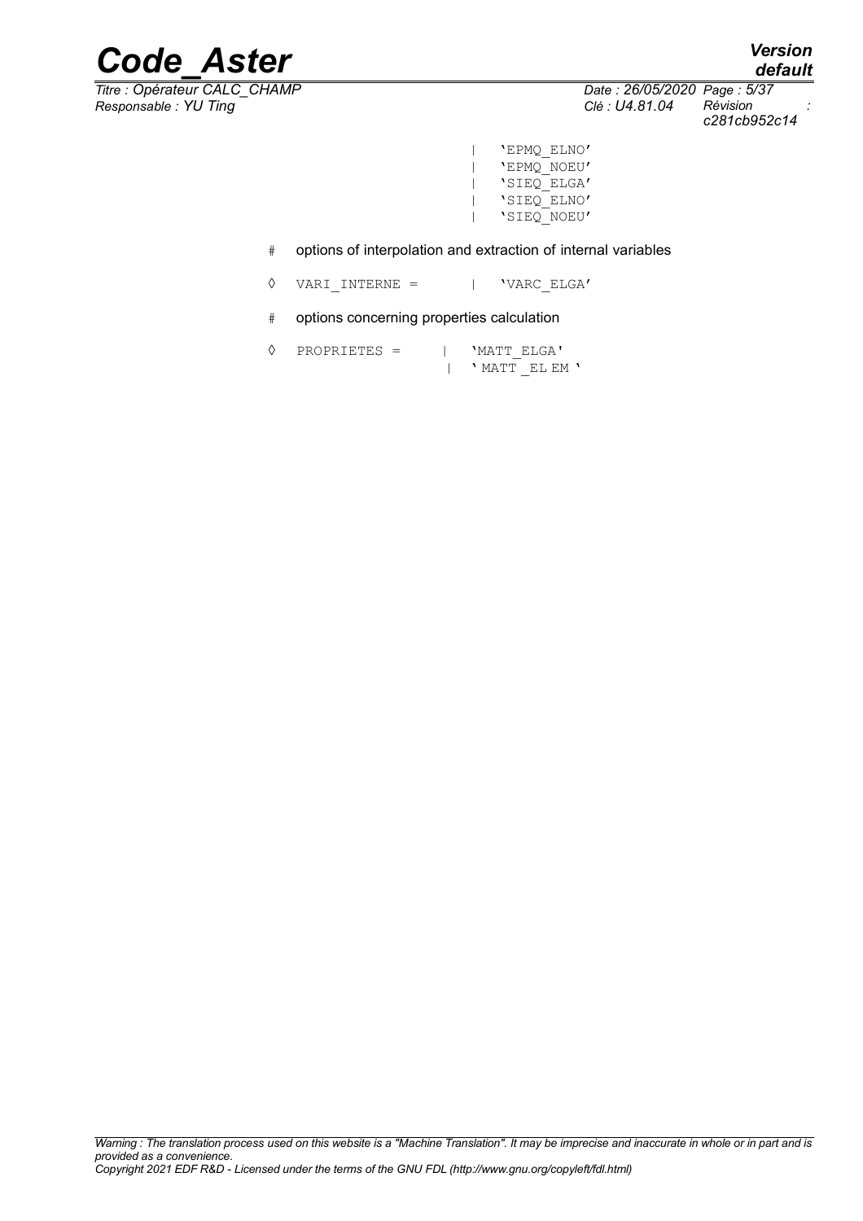```
                    | 'EPMQ_ELNO'
                    | 'EPMQ_NOEU'
                    | 'SIEQ_ELGA'
                    | 'SIEQ_ELNO'
                    | 'SIEQ_NOEU'
```

# options of interpolation and extraction of internal variables

```
◊  VARI_INTERNE =      | 'VARC_ELGA'
```

# options concerning properties calculation

```
◊  PROPRIETES =      | 'MATT_ELGA'
                     | ' MATT _EL EM '
```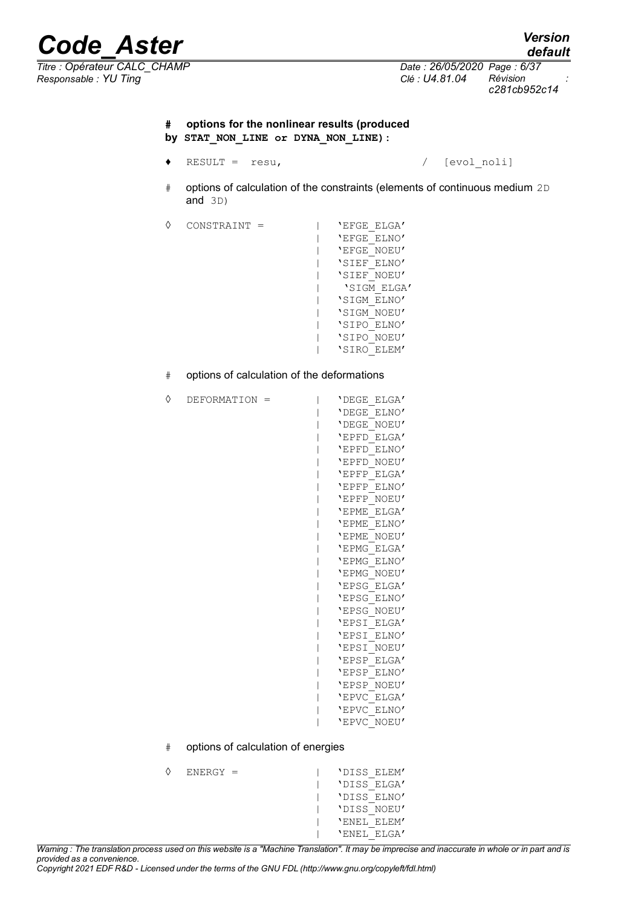**# options for the nonlinear results (produced by `STAT_NON_LINE` or `DYNA_NON_LINE`):**

```
♦   RESULT =  resu,                    /  [evol_noli]
```

# options of calculation of the constraints (elements of continuous medium 2D and 3D)

```
◊   CONSTRAINT =          |  'EFGE_ELGA'
                          |  'EFGE_ELNO'
                          |  'EFGE_NOEU'
                          |  'SIEF_ELNO'
                          |  'SIEF_NOEU'
                          |  'SIGM_ELGA'
                          |  'SIGM_ELNO'
                          |  'SIGM_NOEU'
                          |  'SIPO_ELNO'
                          |  'SIPO_NOEU'
                          |  'SIRO_ELEM'
```

# options of calculation of the deformations

```
◊   DEFORMATION =         |  'DEGE_ELGA'
                          |  'DEGE_ELNO'
                          |  'DEGE_NOEU'
                          |  'EPFD_ELGA'
                          |  'EPFD_ELNO'
                          |  'EPFD_NOEU'
                          |  'EPFP_ELGA'
                          |  'EPFP_ELNO'
                          |  'EPFP_NOEU'
                          |  'EPME_ELGA'
                          |  'EPME_ELNO'
                          |  'EPME_NOEU'
                          |  'EPMG_ELGA'
                          |  'EPMG_ELNO'
                          |  'EPMG_NOEU'
                          |  'EPSG_ELGA'
                          |  'EPSG_ELNO'
                          |  'EPSG_NOEU'
                          |  'EPSI_ELGA'
                          |  'EPSI_ELNO'
                          |  'EPSI_NOEU'
                          |  'EPSP_ELGA'
                          |  'EPSP_ELNO'
                          |  'EPSP_NOEU'
                          |  'EPVC_ELGA'
                          |  'EPVC_ELNO'
                          |  'EPVC_NOEU'
```

# options of calculation of energies

```
◊   ENERGY =              |  'DISS_ELEM'
                          |  'DISS_ELGA'
                          |  'DISS_ELNO'
                          |  'DISS_NOEU'
                          |  'ENEL_ELEM'
                          |  'ENEL_ELGA'
```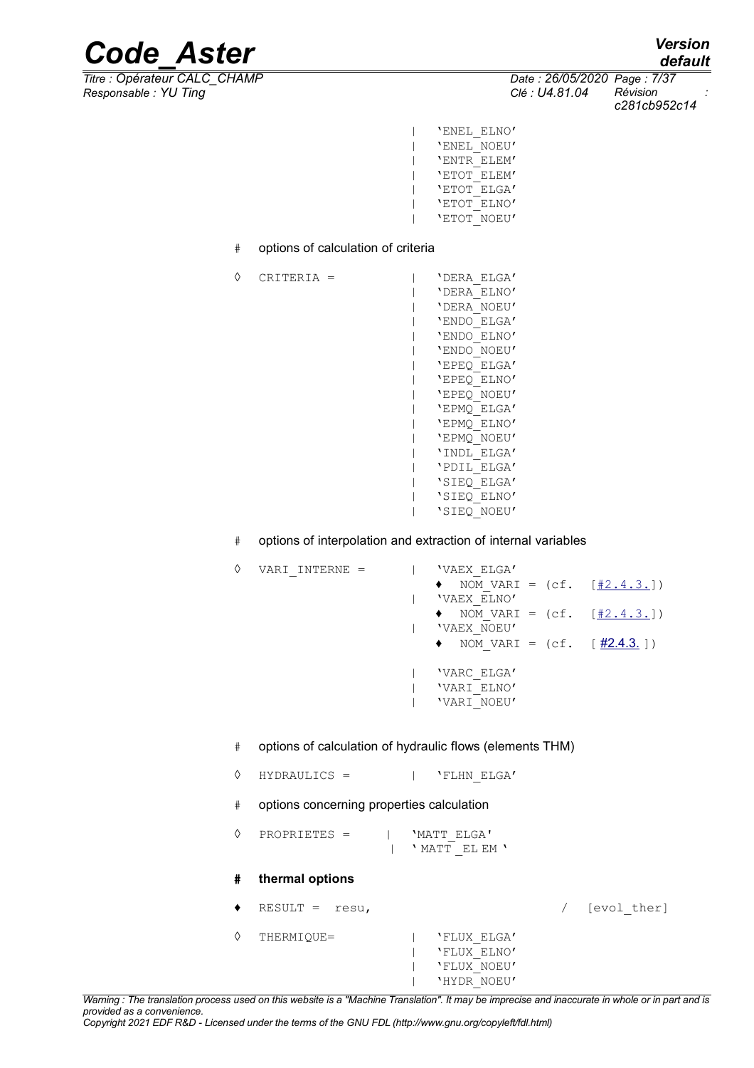```
                          | 'ENEL_ELNO'
                          | 'ENEL_NOEU'
                          | 'ENTR_ELEM'
                          | 'ETOT_ELEM'
                          | 'ETOT_ELGA'
                          | 'ETOT_ELNO'
                          | 'ETOT_NOEU'

#   options of calculation of criteria

◊   CRITERIA =            | 'DERA_ELGA'
                          | 'DERA_ELNO'
                          | 'DERA_NOEU'
                          | 'ENDO_ELGA'
                          | 'ENDO_ELNO'
                          | 'ENDO_NOEU'
                          | 'EPEQ_ELGA'
                          | 'EPEQ_ELNO'
                          | 'EPEQ_NOEU'
                          | 'EPMQ_ELGA'
                          | 'EPMQ_ELNO'
                          | 'EPMQ_NOEU'
                          | 'INDL_ELGA'
                          | 'PDIL_ELGA'
                          | 'SIEQ_ELGA'
                          | 'SIEQ_ELNO'
                          | 'SIEQ_NOEU'

#   options of interpolation and extraction of internal variables

◊   VARI_INTERNE =        | 'VAEX_ELGA'
                            ♦  NOM_VARI = (cf.  [#2.4.3.])
                          | 'VAEX_ELNO'
                            ♦  NOM_VARI = (cf.  [#2.4.3.])
                          | 'VAEX_NOEU'
                            ♦  NOM_VARI = (cf.  [#2.4.3.])

                          | 'VARC_ELGA'
                          | 'VARI_ELNO'
                          | 'VARI_NOEU'

#   options of calculation of hydraulic flows (elements THM)

◊   HYDRAULICS =          | 'FLHN_ELGA'

#   options concerning properties calculation

◊   PROPRIETES =      |   'MATT_ELGA'
                      |   'MATT_ELEM'

#   thermal options

♦   RESULT =  resu,                                /  [evol_ther]

◊   THERMIQUE=            | 'FLUX_ELGA'
                          | 'FLUX_ELNO'
                          | 'FLUX_NOEU'
                          | 'HYDR_NOEU'
```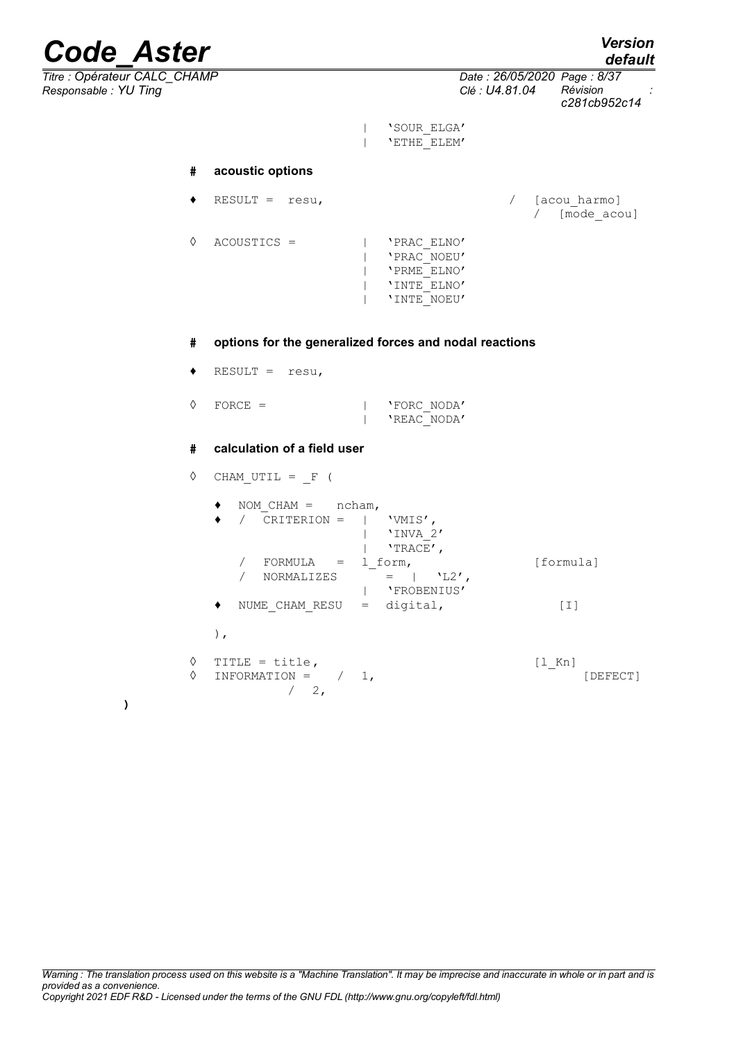```
                              | 'SOUR_ELGA'
                              | 'ETHE_ELEM'

# acoustic options

♦  RESULT =  resu,                               /  [acou_harmo]
                                                 /  [mode_acou]

◊  ACOUSTICS =            | 'PRAC_ELNO'
                          | 'PRAC_NOEU'
                          | 'PRME_ELNO'
                          | 'INTE_ELNO'
                          | 'INTE_NOEU'

# options for the generalized forces and nodal reactions

♦  RESULT =  resu,

◊  FORCE =                | 'FORC_NODA'
                          | 'REAC_NODA'

# calculation of a field user

◊  CHAM_UTIL = _F (

   ♦  NOM_CHAM =   ncham,
   ♦  /  CRITERION =  |  'VMIS',
                      |  'INVA_2'
                      |  'TRACE',
      /  FORMULA   =  l_form,                  [formula]
      /  NORMALIZES      =  |  'L2',
                      |  'FROBENIUS'
   ♦  NUME_CHAM_RESU  =  digital,               [I]

   ),

◊  TITLE = title,                              [l_Kn]
◊  INFORMATION =   /  1,                              [DEFECT]
              /  2,
)
```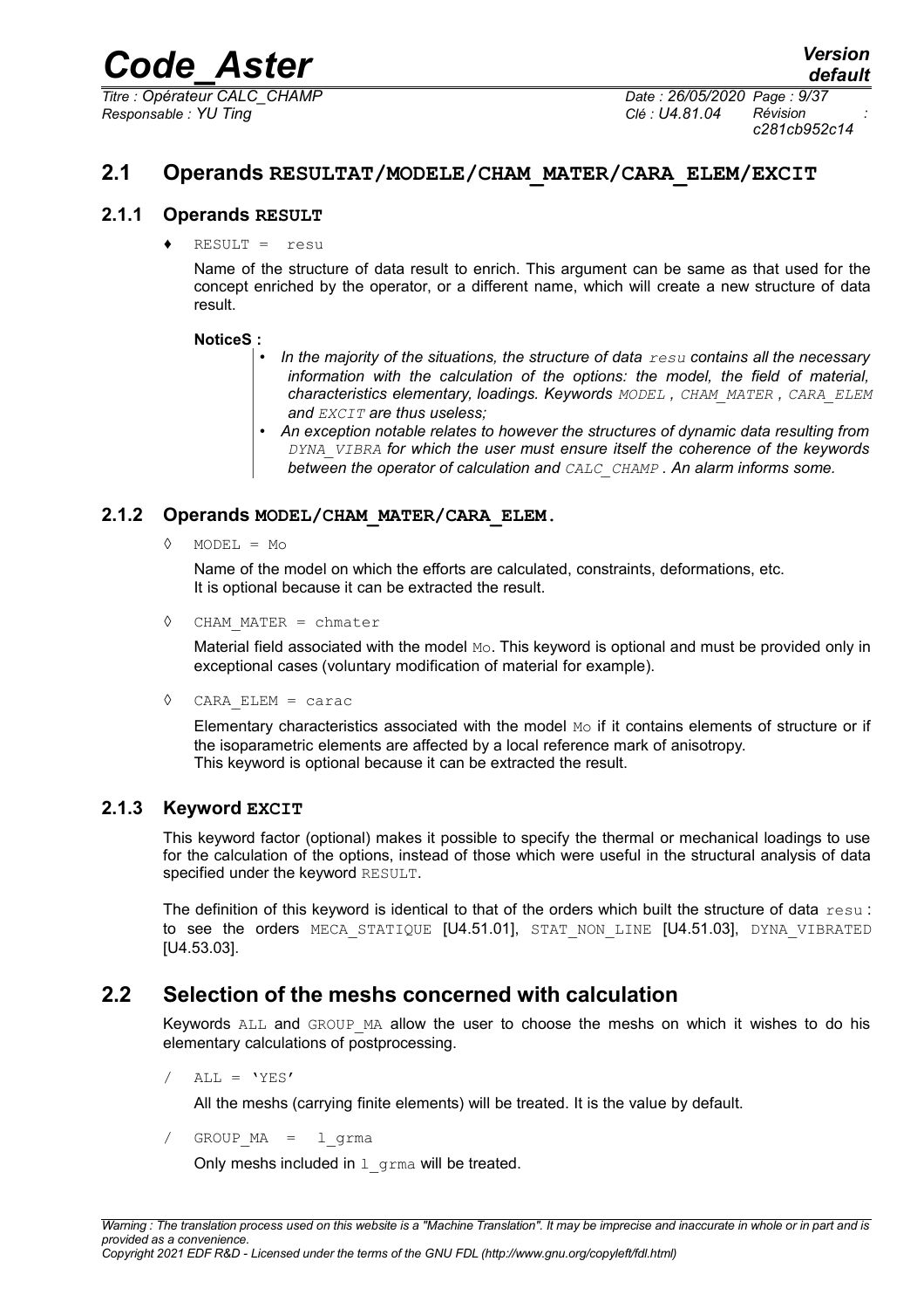## 2.1 Operands RESULTAT/MODELE/CHAM_MATER/CARA_ELEM/EXCIT

### 2.1.1 Operands RESULT

♦ `RESULT = resu`

Name of the structure of data result to enrich. This argument can be same as that used for the concept enriched by the operator, or a different name, which will create a new structure of data result.

**NoticeS :**

- *In the majority of the situations, the structure of data `resu` contains all the necessary information with the calculation of the options: the model, the field of material, characteristics elementary, loadings. Keywords `MODEL` , `CHAM_MATER` , `CARA_ELEM` and `EXCIT` are thus useless;*
- *An exception notable relates to however the structures of dynamic data resulting from `DYNA_VIBRA` for which the user must ensure itself the coherence of the keywords between the operator of calculation and `CALC_CHAMP` . An alarm informs some.*

### 2.1.2 Operands MODEL/CHAM_MATER/CARA_ELEM.

◊ `MODEL = Mo`

Name of the model on which the efforts are calculated, constraints, deformations, etc. It is optional because it can be extracted the result.

◊ `CHAM_MATER = chmater`

Material field associated with the model `Mo`. This keyword is optional and must be provided only in exceptional cases (voluntary modification of material for example).

◊ `CARA_ELEM = carac`

Elementary characteristics associated with the model `Mo` if it contains elements of structure or if the isoparametric elements are affected by a local reference mark of anisotropy. This keyword is optional because it can be extracted the result.

### 2.1.3 Keyword EXCIT

This keyword factor (optional) makes it possible to specify the thermal or mechanical loadings to use for the calculation of the options, instead of those which were useful in the structural analysis of data specified under the keyword `RESULT`.

The definition of this keyword is identical to that of the orders which built the structure of data `resu` : to see the orders `MECA_STATIQUE` [U4.51.01], `STAT_NON_LINE` [U4.51.03], `DYNA_VIBRATED` [U4.53.03].

## 2.2 Selection of the meshs concerned with calculation

Keywords `ALL` and `GROUP_MA` allow the user to choose the meshs on which it wishes to do his elementary calculations of postprocessing.

/ `ALL = 'YES'`

All the meshs (carrying finite elements) will be treated. It is the value by default.

/ `GROUP_MA = l_grma`

Only meshs included in `l_grma` will be treated.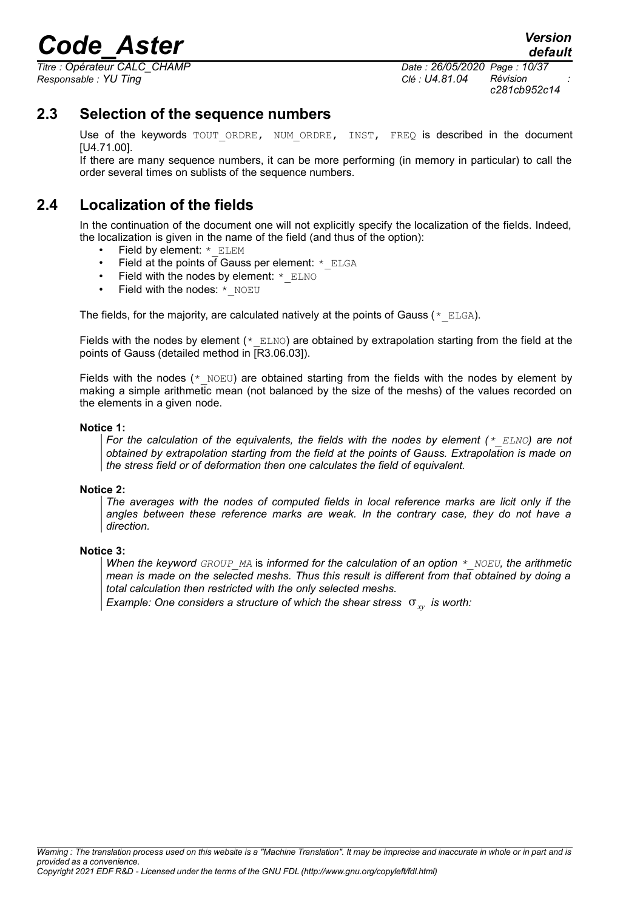## 2.3 Selection of the sequence numbers

Use of the keywords TOUT_ORDRE, NUM_ORDRE, INST, FREQ is described in the document [U4.71.00].

If there are many sequence numbers, it can be more performing (in memory in particular) to call the order several times on sublists of the sequence numbers.

## 2.4 Localization of the fields

In the continuation of the document one will not explicitly specify the localization of the fields. Indeed, the localization is given in the name of the field (and thus of the option):

- Field by element: *_ELEM
- Field at the points of Gauss per element: *_ELGA
- Field with the nodes by element: *_ELNO
- Field with the nodes: *_NOEU

The fields, for the majority, are calculated natively at the points of Gauss (*_ELGA).

Fields with the nodes by element (*_ELNO) are obtained by extrapolation starting from the field at the points of Gauss (detailed method in [R3.06.03]).

Fields with the nodes (*_NOEU) are obtained starting from the fields with the nodes by element by making a simple arithmetic mean (not balanced by the size of the meshs) of the values recorded on the elements in a given node.

**Notice 1:**

*For the calculation of the equivalents, the fields with the nodes by element (*_ELNO*) are not obtained by extrapolation starting from the field at the points of Gauss. Extrapolation is made on the stress field or of deformation then one calculates the field of equivalent.*

**Notice 2:**

*The averages with the nodes of computed fields in local reference marks are licit only if the angles between these reference marks are weak. In the contrary case, they do not have a direction.*

**Notice 3:**

*When the keyword GROUP_MA is informed for the calculation of an option *_NOEU, the arithmetic mean is made on the selected meshs. Thus this result is different from that obtained by doing a total calculation then restricted with the only selected meshs.*

*Example: One considers a structure of which the shear stress $\sigma_{xy}$ is worth:*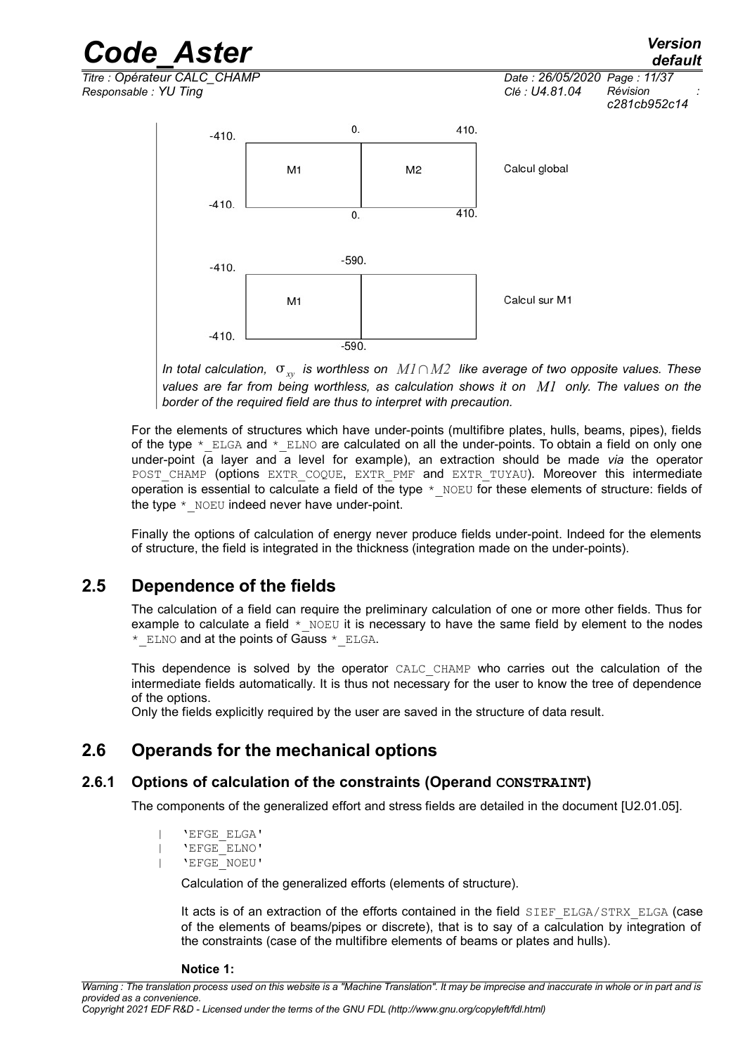| | 0. | 410. | |
|---|---|---|---|
| -410. | M1 | M2 | Calcul global |
| -410. | 0. | 410. | |

| | -590. | | |
|---|---|---|---|
| -410. | M1 | | Calcul sur M1 |
| -410. | -590. | | |

*In total calculation, $\sigma_{xy}$ is worthless on $M1 \cap M2$ like average of two opposite values. These values are far from being worthless, as calculation shows it on $M1$ only. The values on the border of the required field are thus to interpret with precaution.*

For the elements of structures which have under-points (multifibre plates, hulls, beams, pipes), fields of the type `*_ELGA` and `*_ELNO` are calculated on all the under-points. To obtain a field on only one under-point (a layer and a level for example), an extraction should be made *via* the operator `POST_CHAMP` (options `EXTR_COQUE`, `EXTR_PMF` and `EXTR_TUYAU`). Moreover this intermediate operation is essential to calculate a field of the type `*_NOEU` for these elements of structure: fields of the type `*_NOEU` indeed never have under-point.

Finally the options of calculation of energy never produce fields under-point. Indeed for the elements of structure, the field is integrated in the thickness (integration made on the under-points).

## 2.5 Dependence of the fields

The calculation of a field can require the preliminary calculation of one or more other fields. Thus for example to calculate a field `*_NOEU` it is necessary to have the same field by element to the nodes `*_ELNO` and at the points of Gauss `*_ELGA`.

This dependence is solved by the operator `CALC_CHAMP` who carries out the calculation of the intermediate fields automatically. It is thus not necessary for the user to know the tree of dependence of the options.

Only the fields explicitly required by the user are saved in the structure of data result.

## 2.6 Operands for the mechanical options

### 2.6.1 Options of calculation of the constraints (Operand **CONSTRAINT**)

The components of the generalized effort and stress fields are detailed in the document [U2.01.05].

```
| 'EFGE_ELGA'
| 'EFGE_ELNO'
| 'EFGE_NOEU'
```

Calculation of the generalized efforts (elements of structure).

It acts is of an extraction of the efforts contained in the field `SIEF_ELGA/STRX_ELGA` (case of the elements of beams/pipes or discrete), that is to say of a calculation by integration of the constraints (case of the multifibre elements of beams or plates and hulls).

**Notice 1:**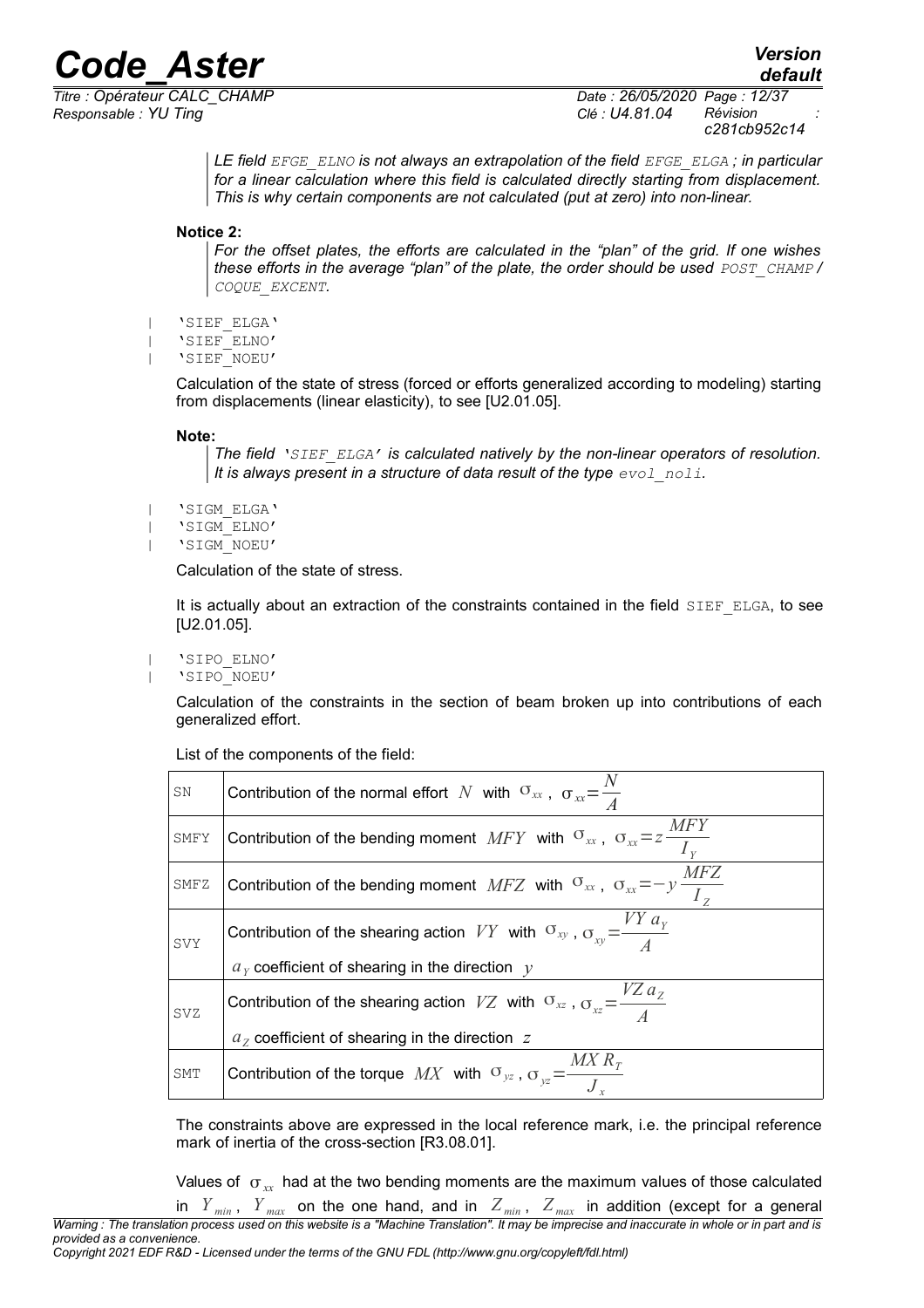*LE field `EFGE_ELNO` is not always an extrapolation of the field `EFGE_ELGA` ; in particular for a linear calculation where this field is calculated directly starting from displacement. This is why certain components are not calculated (put at zero) into non-linear.*

**Notice 2:**

*For the offset plates, the efforts are calculated in the "plan" of the grid. If one wishes these efforts in the average "plan" of the plate, the order should be used `POST_CHAMP` / `COQUE_EXCENT`.*

| 'SIEF_ELGA'
| 'SIEF_ELNO'
| 'SIEF_NOEU'

Calculation of the state of stress (forced or efforts generalized according to modeling) starting from displacements (linear elasticity), to see [U2.01.05].

**Note:**

*The field 'SIEF_ELGA' is calculated natively by the non-linear operators of resolution. It is always present in a structure of data result of the type `evol_noli`.*

| 'SIGM_ELGA'
| 'SIGM_ELNO'
| 'SIGM_NOEU'

Calculation of the state of stress.

It is actually about an extraction of the constraints contained in the field `SIEF_ELGA`, to see [U2.01.05].

| 'SIPO_ELNO'
| 'SIPO_NOEU'

Calculation of the constraints in the section of beam broken up into contributions of each generalized effort.

List of the components of the field:

| | |
|---|---|
| SN | Contribution of the normal effort $N$ with $\sigma_{xx}$ , $\sigma_{xx}=\frac{N}{A}$ |
| SMFY | Contribution of the bending moment $MFY$ with $\sigma_{xx}$ , $\sigma_{xx}=z\frac{MFY}{I_Y}$ |
| SMFZ | Contribution of the bending moment $MFZ$ with $\sigma_{xx}$ , $\sigma_{xx}=-y\frac{MFZ}{I_Z}$ |
| SVY | Contribution of the shearing action $VY$ with $\sigma_{xy}$ , $\sigma_{xy}=\frac{VY\,a_Y}{A}$ <br> $a_Y$ coefficient of shearing in the direction $y$ |
| SVZ | Contribution of the shearing action $VZ$ with $\sigma_{xz}$ , $\sigma_{xz}=\frac{VZ\,a_Z}{A}$ <br> $a_Z$ coefficient of shearing in the direction $z$ |
| SMT | Contribution of the torque $MX$ with $\sigma_{yz}$ , $\sigma_{yz}=\frac{MX\,R_T}{J_x}$ |

The constraints above are expressed in the local reference mark, i.e. the principal reference mark of inertia of the cross-section [R3.08.01].

Values of $\sigma_{xx}$ had at the two bending moments are the maximum values of those calculated in $Y_{min}$ , $Y_{max}$ on the one hand, and in $Z_{min}$ , $Z_{max}$ in addition (except for a general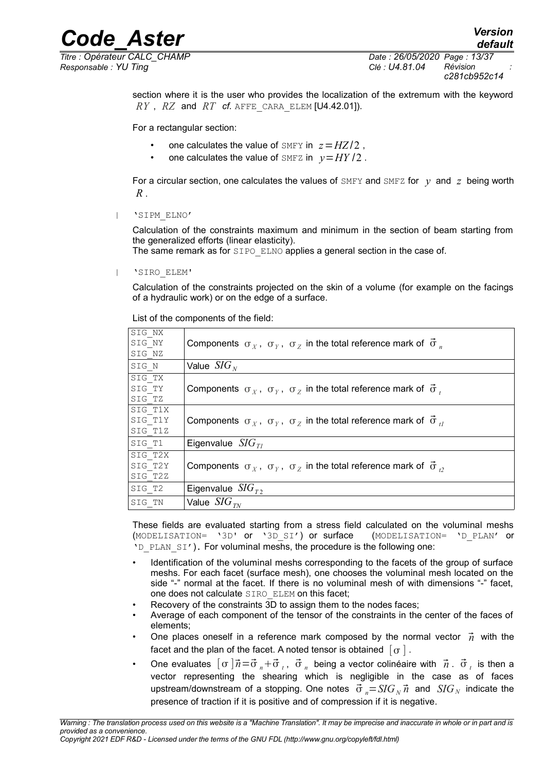section where it is the user who provides the localization of the extremum with the keyword $RY$, $RZ$ and $RT$ *cf.* AFFE_CARA_ELEM [U4.42.01]).

For a rectangular section:

- one calculates the value of SMFY in $z=HZ/2$,
- one calculates the value of SMFZ in $y=HY/2$.

For a circular section, one calculates the values of SMFY and SMFZ for $y$ and $z$ being worth $R$.

| 'SIPM_ELNO'

Calculation of the constraints maximum and minimum in the section of beam starting from the generalized efforts (linear elasticity).
The same remark as for SIPO_ELNO applies a general section in the case of.

| 'SIRO_ELEM'

Calculation of the constraints projected on the skin of a volume (for example on the facings of a hydraulic work) or on the edge of a surface.

List of the components of the field:

| | |
|---|---|
| SIG_NX<br>SIG_NY<br>SIG_NZ | Components $\sigma_X$, $\sigma_Y$, $\sigma_Z$ in the total reference mark of $\vec{\sigma}_n$ |
| SIG_N | Value $SIG_N$ |
| SIG_TX<br>SIG_TY<br>SIG_TZ | Components $\sigma_X$, $\sigma_Y$, $\sigma_Z$ in the total reference mark of $\vec{\sigma}_t$ |
| SIG_T1X<br>SIG_T1Y<br>SIG_T1Z | Components $\sigma_X$, $\sigma_Y$, $\sigma_Z$ in the total reference mark of $\vec{\sigma}_{t1}$ |
| SIG_T1 | Eigenvalue $SIG_{T1}$ |
| SIG_T2X<br>SIG_T2Y<br>SIG_T2Z | Components $\sigma_X$, $\sigma_Y$, $\sigma_Z$ in the total reference mark of $\vec{\sigma}_{t2}$ |
| SIG_T2 | Eigenvalue $SIG_{T2}$ |
| SIG_TN | Value $SIG_{TN}$ |

These fields are evaluated starting from a stress field calculated on the voluminal meshs (MODELISATION= '3D' or '3D_SI') or surface (MODELISATION= 'D_PLAN' or 'D_PLAN_SI'). For voluminal meshs, the procedure is the following one:

- Identification of the voluminal meshs corresponding to the facets of the group of surface meshs. For each facet (surface mesh), one chooses the voluminal mesh located on the side "-" normal at the facet. If there is no voluminal mesh of with dimensions "-" facet, one does not calculate SIRO_ELEM on this facet;
- Recovery of the constraints 3D to assign them to the nodes faces;
- Average of each component of the tensor of the constraints in the center of the faces of elements;
- One places oneself in a reference mark composed by the normal vector $\vec{n}$ with the facet and the plan of the facet. A noted tensor is obtained $[\sigma]$.
- One evaluates $[\sigma]\vec{n}=\vec{\sigma}_n+\vec{\sigma}_t$, $\vec{\sigma}_n$ being a vector colinéaire with $\vec{n}$. $\vec{\sigma}_t$ is then a vector representing the shearing which is negligible in the case as of faces upstream/downstream of a stopping. One notes $\vec{\sigma}_n=SIG_N\vec{n}$ and $SIG_N$ indicate the presence of traction if it is positive and of compression if it is negative.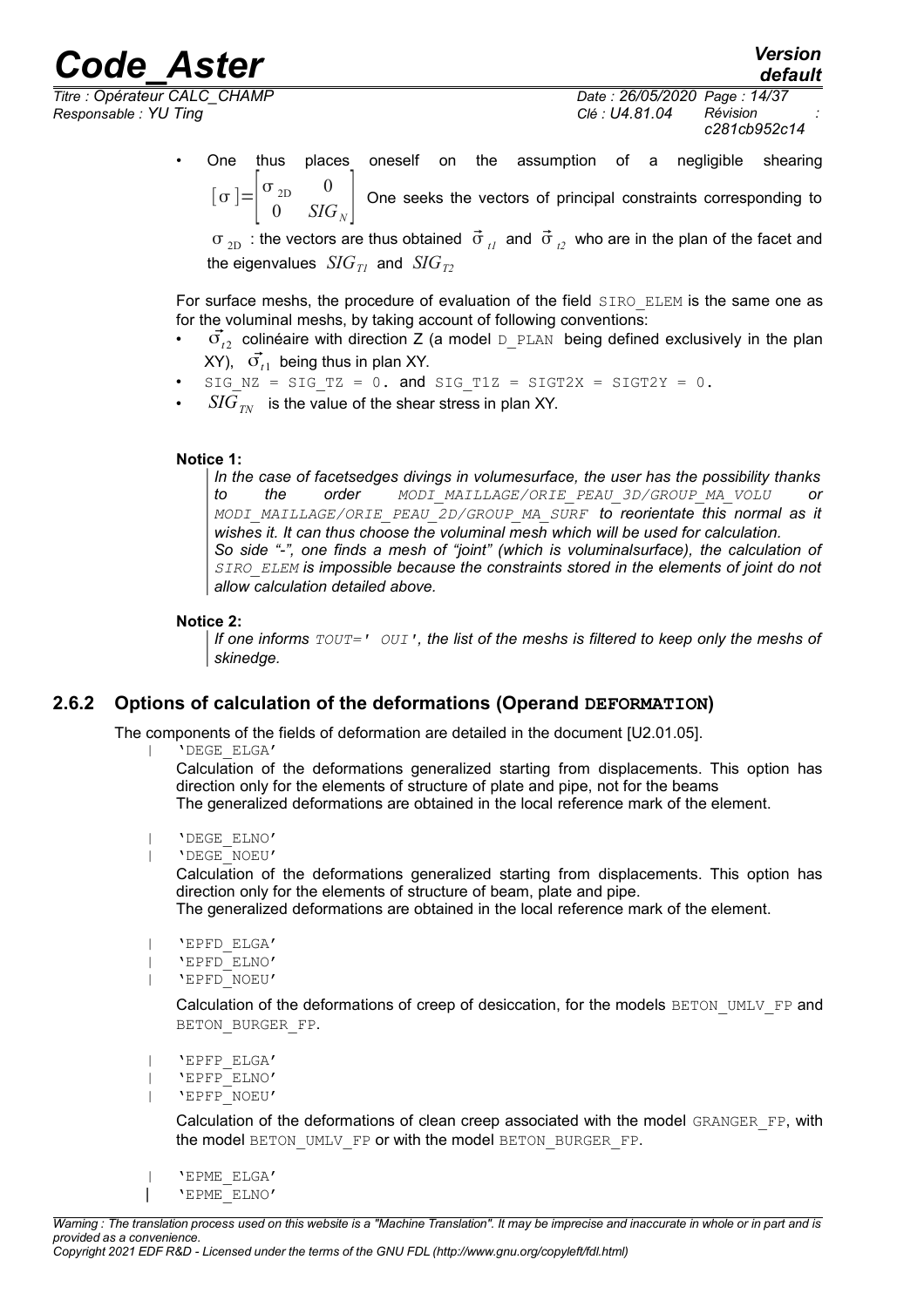- One thus places oneself on the assumption of a negligible shearing $[\sigma]=\begin{bmatrix}\sigma_{2D} & 0\\ 0 & SIG_N\end{bmatrix}$ One seeks the vectors of principal constraints corresponding to $\sigma_{2D}$ : the vectors are thus obtained $\vec{\sigma}_{t1}$ and $\vec{\sigma}_{t2}$ who are in the plan of the facet and the eigenvalues $SIG_{T1}$ and $SIG_{T2}$

For surface meshs, the procedure of evaluation of the field SIRO_ELEM is the same one as for the voluminal meshs, by taking account of following conventions:

- $\vec{\sigma}_{t2}$ colinéaire with direction Z (a model D_PLAN being defined exclusively in the plan XY), $\vec{\sigma}_{t1}$ being thus in plan XY.
- SIG_NZ = SIG_TZ = 0. and SIG_T1Z = SIGT2X = SIGT2Y = 0.
- $SIG_{TN}$ is the value of the shear stress in plan XY.

**Notice 1:**

*In the case of facetsedges divings in volumesurface, the user has the possibility thanks to the order MODI_MAILLAGE/ORIE_PEAU_3D/GROUP_MA_VOLU or MODI_MAILLAGE/ORIE_PEAU_2D/GROUP_MA_SURF to reorientate this normal as it wishes it. It can thus choose the voluminal mesh which will be used for calculation.*

*So side "-", one finds a mesh of "joint" (which is voluminalsurface), the calculation of SIRO_ELEM is impossible because the constraints stored in the elements of joint do not allow calculation detailed above.*

**Notice 2:**

*If one informs TOUT=' OUI', the list of the meshs is filtered to keep only the meshs of skinedge.*

### 2.6.2 Options of calculation of the deformations (Operand DEFORMATION)

The components of the fields of deformation are detailed in the document [U2.01.05].

| 'DEGE_ELGA'

Calculation of the deformations generalized starting from displacements. This option has direction only for the elements of structure of plate and pipe, not for the beams

The generalized deformations are obtained in the local reference mark of the element.

| 'DEGE_ELNO'
| 'DEGE_NOEU'

Calculation of the deformations generalized starting from displacements. This option has direction only for the elements of structure of beam, plate and pipe.

The generalized deformations are obtained in the local reference mark of the element.

| 'EPFD_ELGA'
| 'EPFD_ELNO'
| 'EPFD_NOEU'

Calculation of the deformations of creep of desiccation, for the models BETON_UMLV_FP and BETON_BURGER_FP.

| 'EPFP_ELGA'
| 'EPFP_ELNO'
| 'EPFP_NOEU'

Calculation of the deformations of clean creep associated with the model GRANGER_FP, with the model BETON_UMLV_FP or with the model BETON_BURGER_FP.

| 'EPME_ELGA'
| 'EPME_ELNO'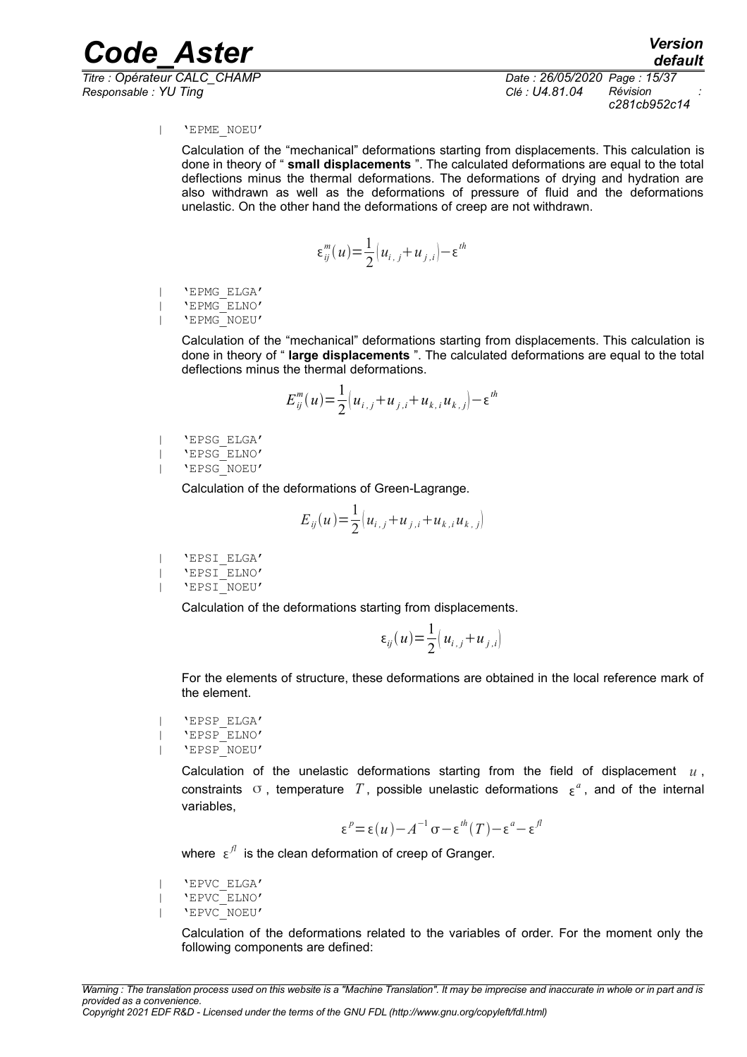| 'EPME_NOEU'

Calculation of the "mechanical" deformations starting from displacements. This calculation is done in theory of " **small displacements** ". The calculated deformations are equal to the total deflections minus the thermal deformations. The deformations of drying and hydration are also withdrawn as well as the deformations of pressure of fluid and the deformations unelastic. On the other hand the deformations of creep are not withdrawn.

$$\varepsilon_{ij}^{m}(u)=\frac{1}{2}\left(u_{i,j}+u_{j,i}\right)-\varepsilon^{th}$$

| 'EPMG_ELGA'
| 'EPMG_ELNO'
| 'EPMG_NOEU'

Calculation of the "mechanical" deformations starting from displacements. This calculation is done in theory of " **large displacements** ". The calculated deformations are equal to the total deflections minus the thermal deformations.

$$E_{ij}^{m}(u)=\frac{1}{2}\left(u_{i,j}+u_{j,i}+u_{k,i}u_{k,j}\right)-\varepsilon^{th}$$

| 'EPSG_ELGA'
| 'EPSG_ELNO'
| 'EPSG_NOEU'

Calculation of the deformations of Green-Lagrange.

$$E_{ij}(u)=\frac{1}{2}\left(u_{i,j}+u_{j,i}+u_{k,i}u_{k,j}\right)$$

| 'EPSI_ELGA'
| 'EPSI_ELNO'
| 'EPSI_NOEU'

Calculation of the deformations starting from displacements.

$$\varepsilon_{ij}(u)=\frac{1}{2}\left(u_{i,j}+u_{j,i}\right)$$

For the elements of structure, these deformations are obtained in the local reference mark of the element.

| 'EPSP_ELGA'
| 'EPSP_ELNO'
| 'EPSP_NOEU'

Calculation of the unelastic deformations starting from the field of displacement $u$, constraints $\sigma$, temperature $T$, possible unelastic deformations $\varepsilon^{a}$, and of the internal variables,

$$\varepsilon^{p}=\varepsilon(u)-A^{-1}\sigma-\varepsilon^{th}(T)-\varepsilon^{a}-\varepsilon^{fl}$$

where $\varepsilon^{fl}$ is the clean deformation of creep of Granger.

| 'EPVC_ELGA'
| 'EPVC_ELNO'
| 'EPVC_NOEU'

Calculation of the deformations related to the variables of order. For the moment only the following components are defined: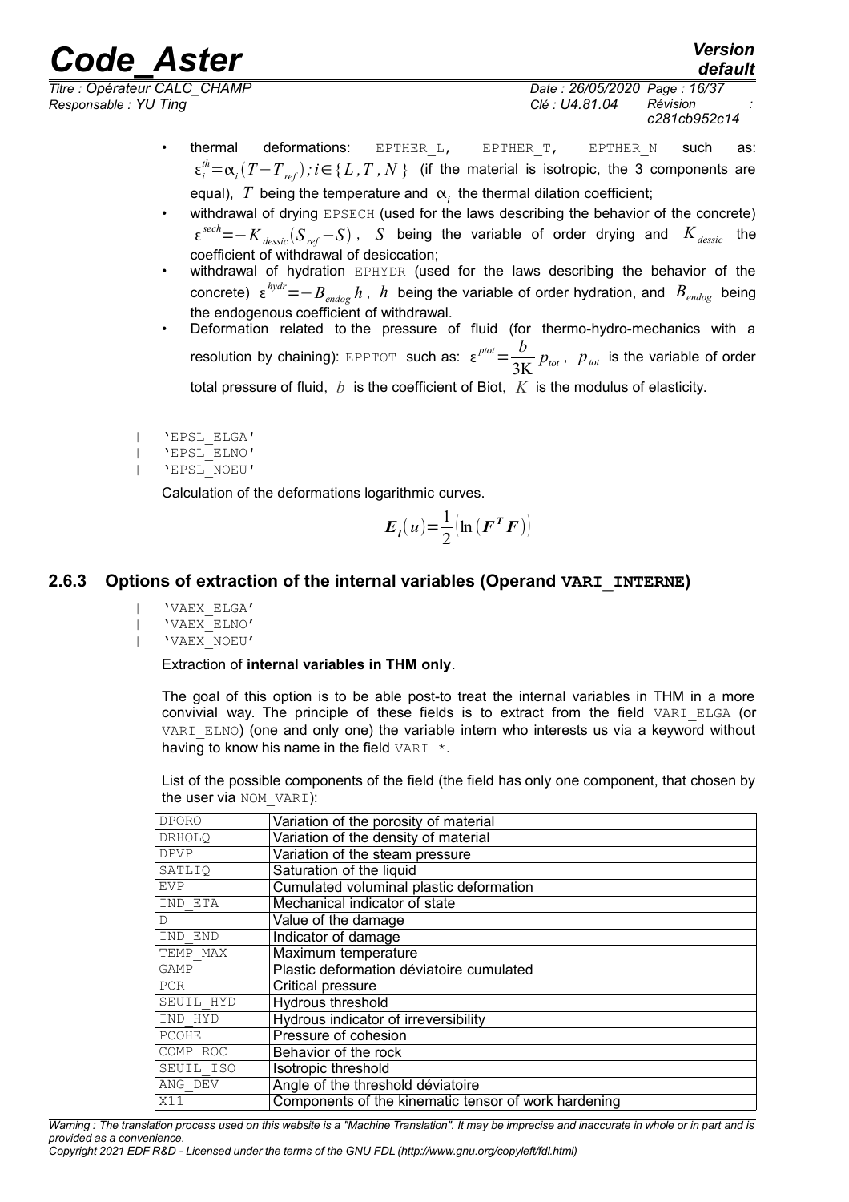- thermal deformations: EPTHER_L, EPTHER_T, EPTHER_N such as: $\varepsilon_i^{th}=\alpha_i(T-T_{ref});i\in\{L,T,N\}$ (if the material is isotropic, the 3 components are equal), $T$ being the temperature and $\alpha_i$ the thermal dilation coefficient;
- withdrawal of drying EPSECH (used for the laws describing the behavior of the concrete) $\varepsilon^{sech}=-K_{dessic}(S_{ref}-S)$, $S$ being the variable of order drying and $K_{dessic}$ the coefficient of withdrawal of desiccation;
- withdrawal of hydration EPHYDR (used for the laws describing the behavior of the concrete) $\varepsilon^{hydr}=-B_{endog}h$, $h$ being the variable of order hydration, and $B_{endog}$ being the endogenous coefficient of withdrawal.
- Deformation related to the pressure of fluid (for thermo-hydro-mechanics with a resolution by chaining): EPPTOT such as: $\varepsilon^{ptot}=\dfrac{b}{3K}p_{tot}$, $p_{tot}$ is the variable of order total pressure of fluid, $b$ is the coefficient of Biot, $K$ is the modulus of elasticity.

| 'EPSL_ELGA'
| 'EPSL_ELNO'
| 'EPSL_NOEU'

Calculation of the deformations logarithmic curves.

$$\boldsymbol{E}_l(u)=\frac{1}{2}\left(\ln\left(\boldsymbol{F}^T\boldsymbol{F}\right)\right)$$

### 2.6.3 Options of extraction of the internal variables (Operand **VARI_INTERNE**)

| 'VAEX_ELGA'
| 'VAEX_ELNO'
| 'VAEX_NOEU'

Extraction of **internal variables in THM only**.

The goal of this option is to be able post-to treat the internal variables in THM in a more convivial way. The principle of these fields is to extract from the field VARI_ELGA (or VARI_ELNO) (one and only one) the variable intern who interests us via a keyword without having to know his name in the field VARI_*.

List of the possible components of the field (the field has only one component, that chosen by the user via NOM_VARI):

| | |
|---|---|
| DPORO | Variation of the porosity of material |
| DRHOLQ | Variation of the density of material |
| DPVP | Variation of the steam pressure |
| SATLIQ | Saturation of the liquid |
| EVP | Cumulated voluminal plastic deformation |
| IND_ETA | Mechanical indicator of state |
| D | Value of the damage |
| IND_END | Indicator of damage |
| TEMP_MAX | Maximum temperature |
| GAMP | Plastic deformation déviatoire cumulated |
| PCR | Critical pressure |
| SEUIL_HYD | Hydrous threshold |
| IND_HYD | Hydrous indicator of irreversibility |
| PCOHE | Pressure of cohesion |
| COMP_ROC | Behavior of the rock |
| SEUIL_ISO | Isotropic threshold |
| ANG_DEV | Angle of the threshold déviatoire |
| X11 | Components of the kinematic tensor of work hardening |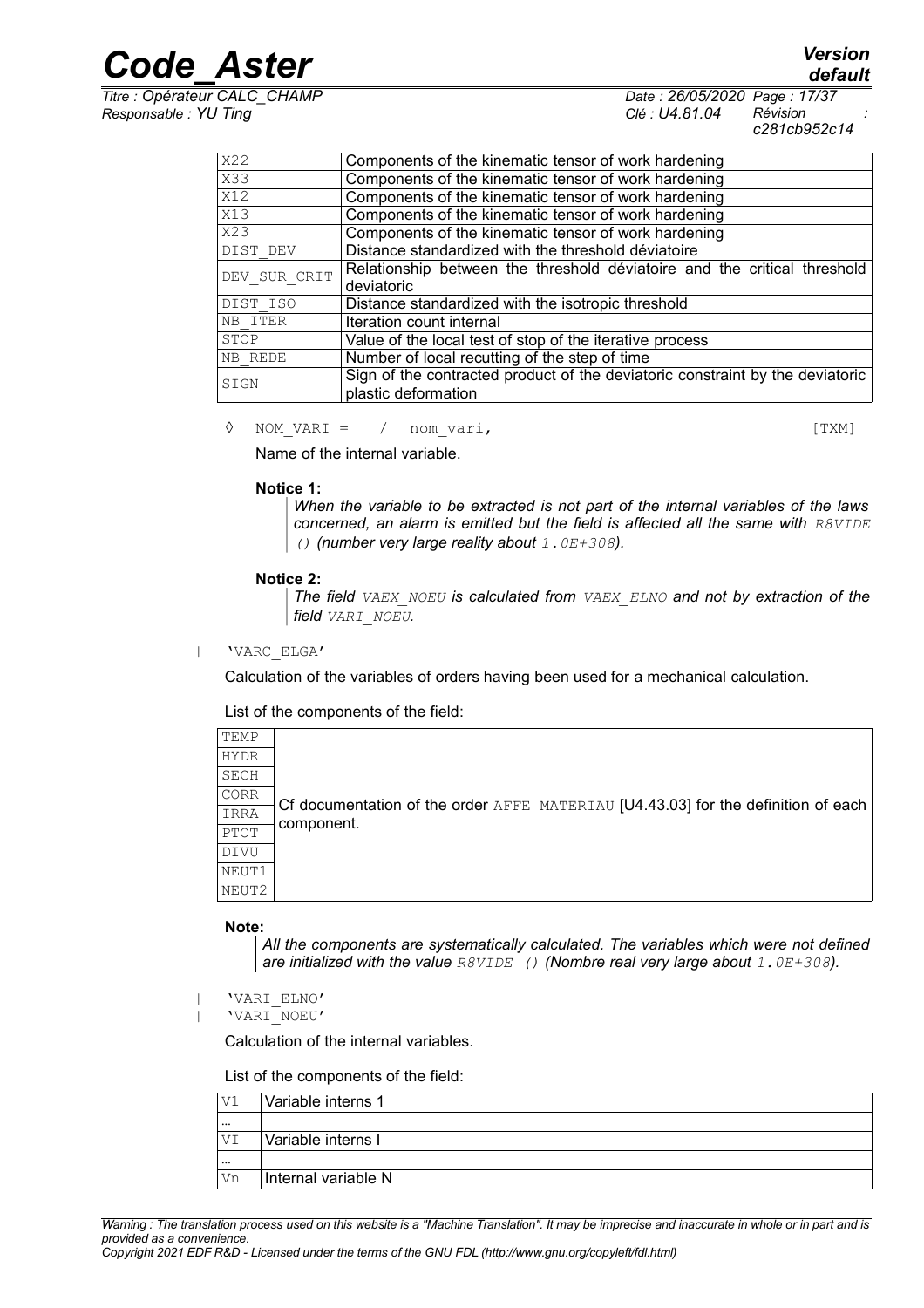| | |
|---|---|
| X22 | Components of the kinematic tensor of work hardening |
| X33 | Components of the kinematic tensor of work hardening |
| X12 | Components of the kinematic tensor of work hardening |
| X13 | Components of the kinematic tensor of work hardening |
| X23 | Components of the kinematic tensor of work hardening |
| DIST_DEV | Distance standardized with the threshold déviatoire |
| DEV_SUR_CRIT | Relationship between the threshold déviatoire and the critical threshold deviatoric |
| DIST_ISO | Distance standardized with the isotropic threshold |
| NB_ITER | Iteration count internal |
| STOP | Value of the local test of stop of the iterative process |
| NB_REDE | Number of local recutting of the step of time |
| SIGN | Sign of the contracted product of the deviatoric constraint by the deviatoric plastic deformation |

◊ NOM_VARI = / nom_vari, [TXM]

Name of the internal variable.

**Notice 1:**

*When the variable to be extracted is not part of the internal variables of the laws concerned, an alarm is emitted but the field is affected all the same with R8VIDE () (number very large reality about 1.0E+308).*

**Notice 2:**

*The field VAEX_NOEU is calculated from VAEX_ELNO and not by extraction of the field VARI_NOEU.*

| 'VARC_ELGA'

Calculation of the variables of orders having been used for a mechanical calculation.

List of the components of the field:

| | |
|---|---|
| TEMP | Cf documentation of the order AFFE_MATERIAU [U4.43.03] for the definition of each component. |
| HYDR | |
| SECH | |
| CORR | |
| IRRA | |
| PTOT | |
| DIVU | |
| NEUT1 | |
| NEUT2 | |

**Note:**

*All the components are systematically calculated. The variables which were not defined are initialized with the value R8VIDE () (Nombre real very large about 1.0E+308).*

| 'VARI_ELNO'
| 'VARI_NOEU'

Calculation of the internal variables.

List of the components of the field:

| | |
|---|---|
| V1 | Variable interns 1 |
| ... | |
| VI | Variable interns I |
| ... | |
| Vn | Internal variable N |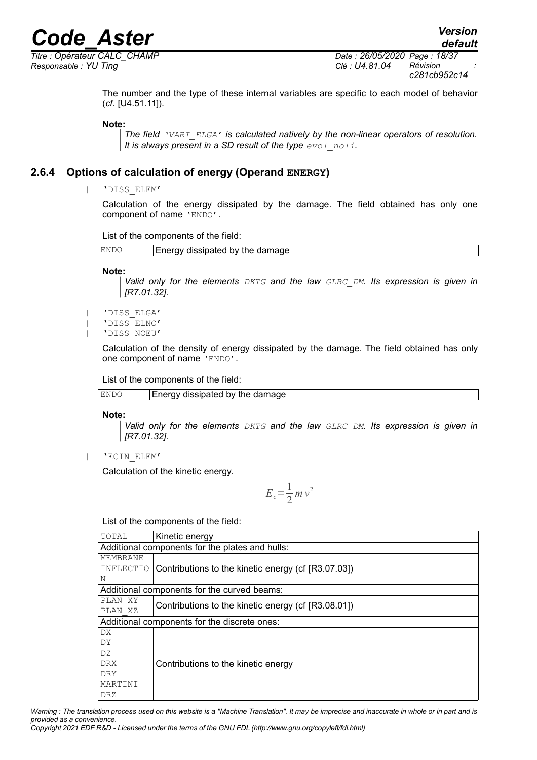The number and the type of these internal variables are specific to each model of behavior (*cf.* [U4.51.11]).

**Note:**

> *The field 'VARI_ELGA' is calculated natively by the non-linear operators of resolution. It is always present in a SD result of the type evol_noli.*

### 2.6.4 Options of calculation of energy (Operand ENERGY)

| 'DISS_ELEM'

Calculation of the energy dissipated by the damage. The field obtained has only one component of name 'ENDO'.

List of the components of the field:

| ENDO | Energy dissipated by the damage |
|---|---|

**Note:**

> *Valid only for the elements DKTG and the law GLRC_DM. Its expression is given in [R7.01.32].*

| 'DISS_ELGA'
| 'DISS_ELNO'
| 'DISS_NOEU'

Calculation of the density of energy dissipated by the damage. The field obtained has only one component of name 'ENDO'.

List of the components of the field:

| ENDO | Energy dissipated by the damage |
|---|---|

**Note:**

> *Valid only for the elements DKTG and the law GLRC_DM. Its expression is given in [R7.01.32].*

| 'ECIN_ELEM'

Calculation of the kinetic energy.

$$E_c = \frac{1}{2} m v^2$$

List of the components of the field:

| TOTAL | Kinetic energy |
|---|---|
| Additional components for the plates and hulls: | |
| MEMBRANE<br>INFLECTION | Contributions to the kinetic energy (cf [R3.07.03]) |
| Additional components for the curved beams: | |
| PLAN_XY<br>PLAN_XZ | Contributions to the kinetic energy (cf [R3.08.01]) |
| Additional components for the discrete ones: | |
| DX<br>DY<br>DZ<br>DRX<br>DRY<br>MARTINI<br>DRZ | Contributions to the kinetic energy |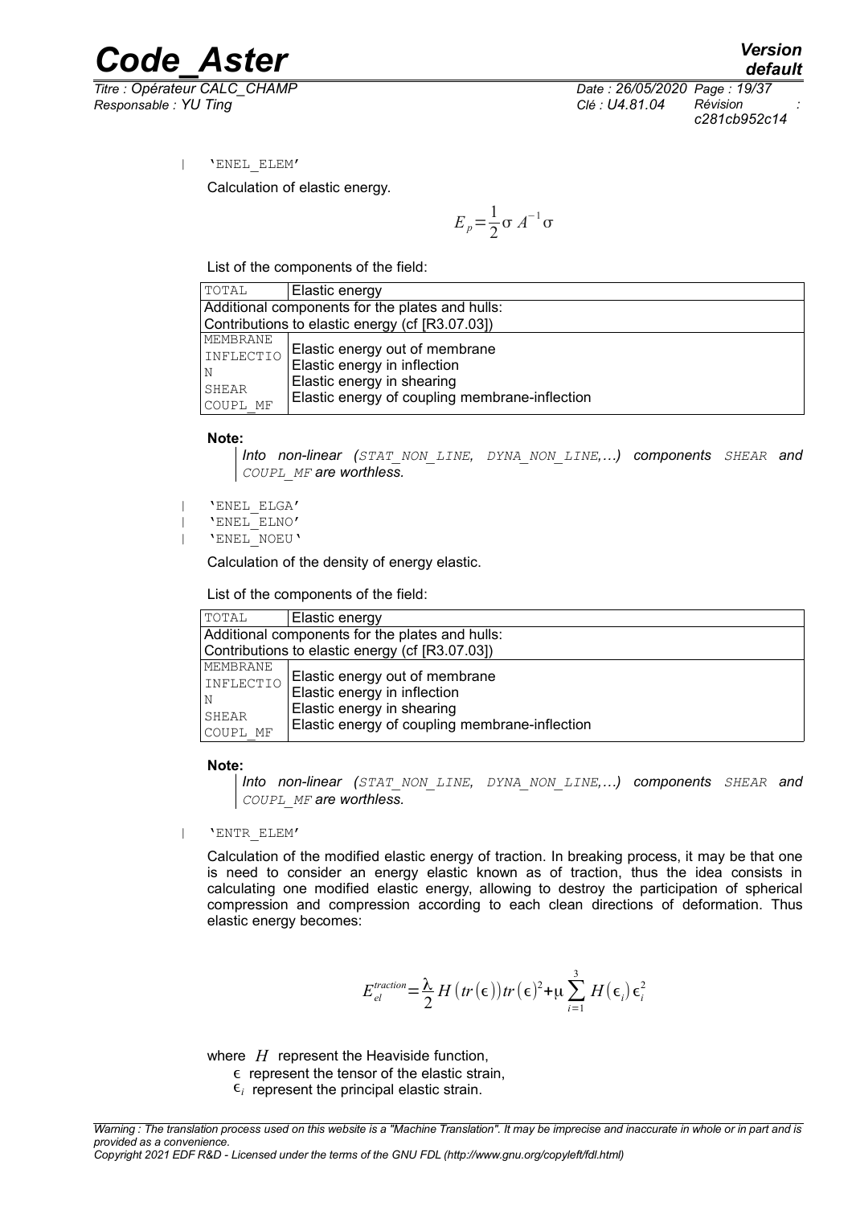| 'ENEL_ELEM'

Calculation of elastic energy.

$$E_p = \frac{1}{2} \sigma A^{-1} \sigma$$

List of the components of the field:

| TOTAL | Elastic energy |
|---|---|
| Additional components for the plates and hulls: Contributions to elastic energy (cf [R3.07.03]) | |
| MEMBRANE<br>INFLECTION<br>SHEAR<br>COUPL_MF | Elastic energy out of membrane<br>Elastic energy in inflection<br>Elastic energy in shearing<br>Elastic energy of coupling membrane-inflection |

**Note:**

*Into non-linear (STAT_NON_LINE, DYNA_NON_LINE,…) components SHEAR and COUPL_MF are worthless.*

| 'ENEL_ELGA'
| 'ENEL_ELNO'
| 'ENEL_NOEU'

Calculation of the density of energy elastic.

List of the components of the field:

| TOTAL | Elastic energy |
|---|---|
| Additional components for the plates and hulls: Contributions to elastic energy (cf [R3.07.03]) | |
| MEMBRANE<br>INFLECTION<br>SHEAR<br>COUPL_MF | Elastic energy out of membrane<br>Elastic energy in inflection<br>Elastic energy in shearing<br>Elastic energy of coupling membrane-inflection |

**Note:**

*Into non-linear (STAT_NON_LINE, DYNA_NON_LINE,…) components SHEAR and COUPL_MF are worthless.*

| 'ENTR_ELEM'

Calculation of the modified elastic energy of traction. In breaking process, it may be that one is need to consider an energy elastic known as of traction, thus the idea consists in calculating one modified elastic energy, allowing to destroy the participation of spherical compression and compression according to each clean directions of deformation. Thus elastic energy becomes:

$$E_{el}^{traction} = \frac{\lambda}{2} H(tr(\epsilon)) tr(\epsilon)^2 + \mu \sum_{i=1}^{3} H(\epsilon_i) \epsilon_i^2$$

where $H$ represent the Heaviside function,

$\epsilon$ represent the tensor of the elastic strain,

$\epsilon_i$ represent the principal elastic strain.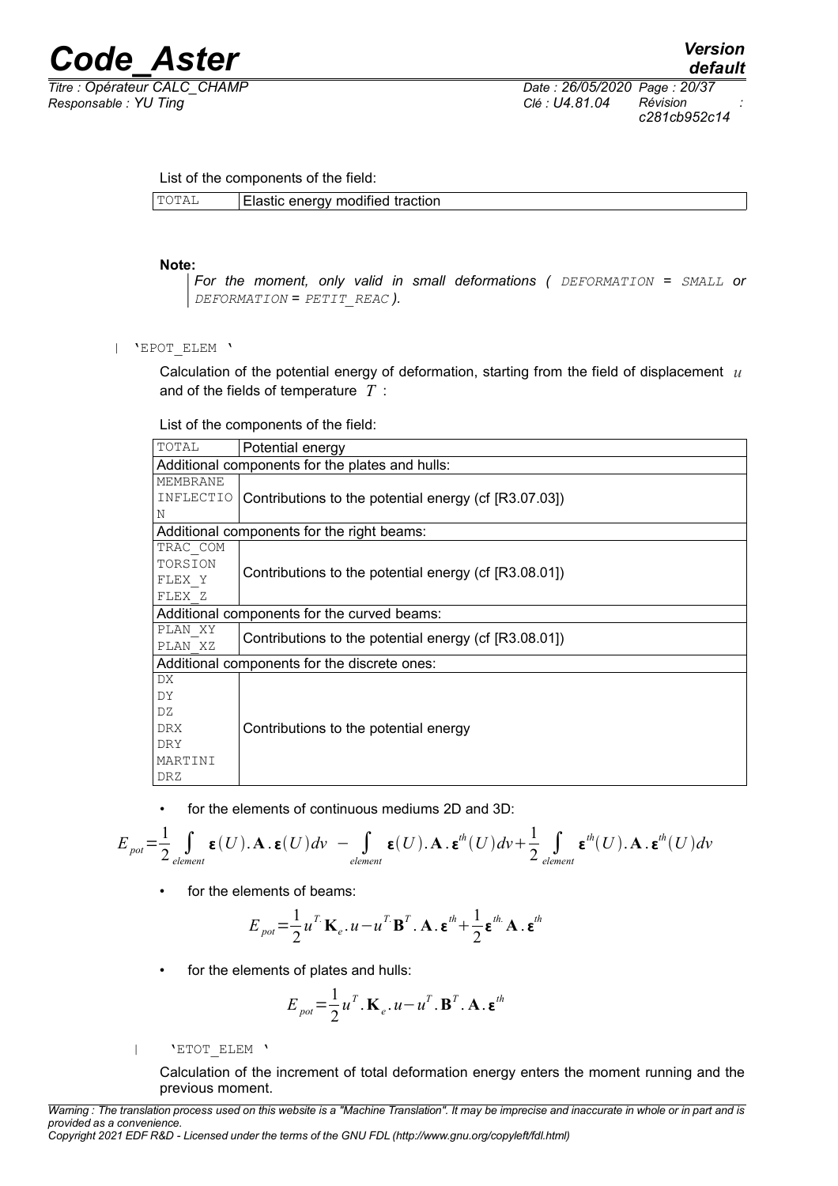List of the components of the field:

| TOTAL | Elastic energy modified traction |
|---|---|

**Note:**

*For the moment, only valid in small deformations ( DEFORMATION = SMALL or DEFORMATION = PETIT_REAC ).*

| 'EPOT_ELEM '

Calculation of the potential energy of deformation, starting from the field of displacement $u$ and of the fields of temperature $T$ :

List of the components of the field:

| TOTAL | Potential energy |
|---|---|
| Additional components for the plates and hulls: | |
| MEMBRANE<br>INFLECTION | Contributions to the potential energy (cf [R3.07.03]) |
| Additional components for the right beams: | |
| TRAC_COM<br>TORSION<br>FLEX_Y<br>FLEX_Z | Contributions to the potential energy (cf [R3.08.01]) |
| Additional components for the curved beams: | |
| PLAN_XY<br>PLAN_XZ | Contributions to the potential energy (cf [R3.08.01]) |
| Additional components for the discrete ones: | |
| DX<br>DY<br>DZ<br>DRX<br>DRY<br>MARTINI<br>DRZ | Contributions to the potential energy |

- for the elements of continuous mediums 2D and 3D:

$$E_{pot}=\frac{1}{2}\int_{element}\boldsymbol{\varepsilon}(U).\mathbf{A}.\boldsymbol{\varepsilon}(U)dv\;-\int_{element}\boldsymbol{\varepsilon}(U).\mathbf{A}.\boldsymbol{\varepsilon}^{th}(U)dv+\frac{1}{2}\int_{element}\boldsymbol{\varepsilon}^{th}(U).\mathbf{A}.\boldsymbol{\varepsilon}^{th}(U)dv$$

- for the elements of beams:

$$E_{pot}=\frac{1}{2}u^{T}.\mathbf{K}_{e}.u-u^{T}.\mathbf{B}^{T}.\mathbf{A}.\boldsymbol{\varepsilon}^{th}+\frac{1}{2}\boldsymbol{\varepsilon}^{th.}\mathbf{A}.\boldsymbol{\varepsilon}^{th}$$

- for the elements of plates and hulls:

$$E_{pot}=\frac{1}{2}u^{T}.\mathbf{K}_{e}.u-u^{T}.\mathbf{B}^{T}.\mathbf{A}.\boldsymbol{\varepsilon}^{th}$$

| 'ETOT_ELEM '

Calculation of the increment of total deformation energy enters the moment running and the previous moment.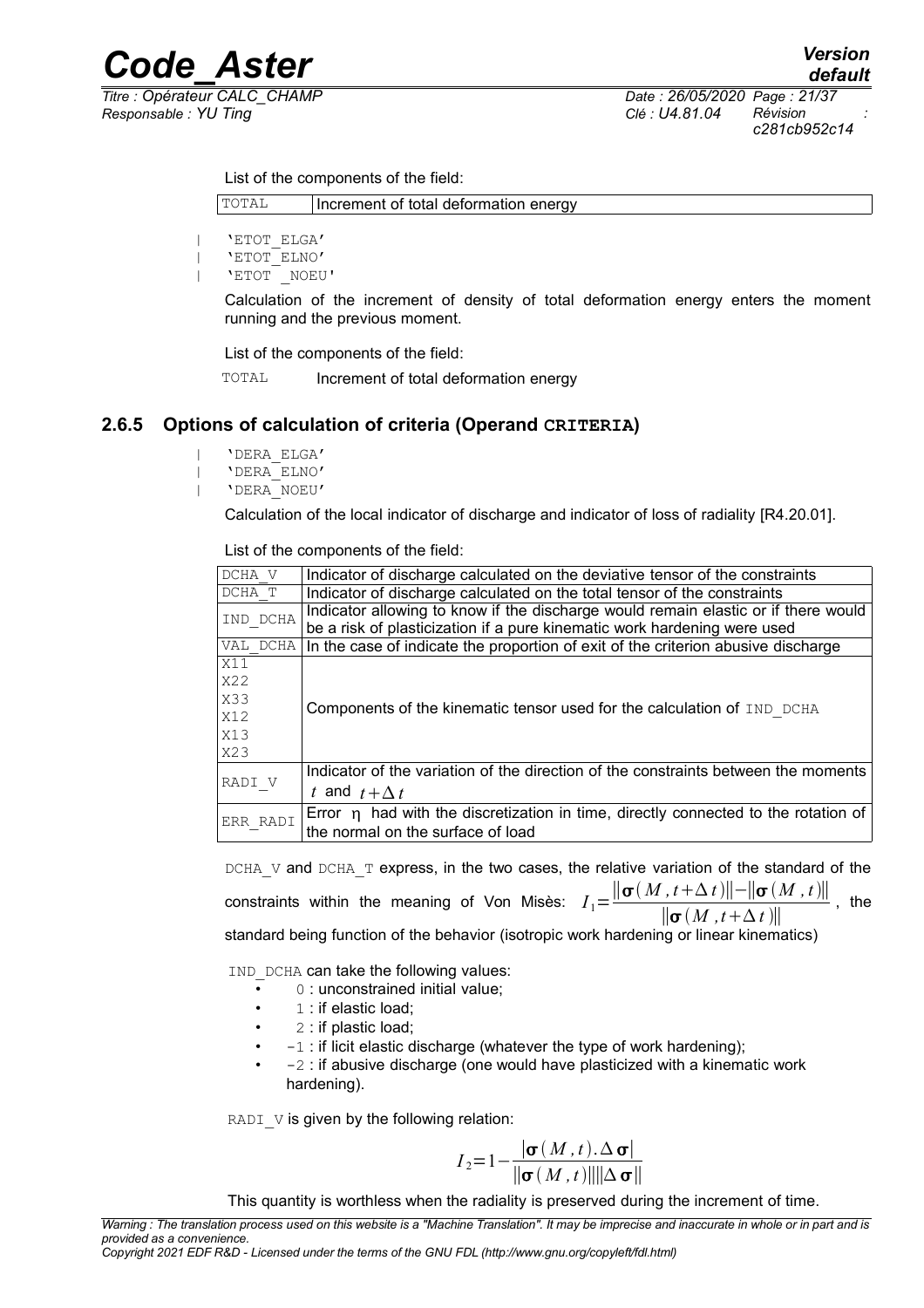List of the components of the field:

| TOTAL | Increment of total deformation energy |
|---|---|

| 'ETOT_ELGA'
| 'ETOT_ELNO'
| 'ETOT _NOEU'

Calculation of the increment of density of total deformation energy enters the moment running and the previous moment.

List of the components of the field:

TOTAL Increment of total deformation energy

### 2.6.5 Options of calculation of criteria (Operand CRITERIA)

| 'DERA_ELGA'
| 'DERA_ELNO'
| 'DERA_NOEU'

Calculation of the local indicator of discharge and indicator of loss of radiality [R4.20.01].

List of the components of the field:

| Component | Description |
|---|---|
| DCHA_V | Indicator of discharge calculated on the deviative tensor of the constraints |
| DCHA_T | Indicator of discharge calculated on the total tensor of the constraints |
| IND_DCHA | Indicator allowing to know if the discharge would remain elastic or if there would be a risk of plasticization if a pure kinematic work hardening were used |
| VAL_DCHA | In the case of indicate the proportion of exit of the criterion abusive discharge |
| X11<br>X22<br>X33<br>X12<br>X13<br>X23 | Components of the kinematic tensor used for the calculation of IND_DCHA |
| RADI_V | Indicator of the variation of the direction of the constraints between the moments $t$ and $t+\Delta t$ |
| ERR_RADI | Error $\eta$ had with the discretization in time, directly connected to the rotation of the normal on the surface of load |

DCHA_V and DCHA_T express, in the two cases, the relative variation of the standard of the constraints within the meaning of Von Misès: $I_1=\frac{\|\boldsymbol{\sigma}(M,t+\Delta t)\|-\|\boldsymbol{\sigma}(M,t)\|}{\|\boldsymbol{\sigma}(M,t+\Delta t)\|}$, the standard being function of the behavior (isotropic work hardening or linear kinematics)

IND_DCHA can take the following values:

- 0 : unconstrained initial value;
- 1 : if elastic load;
- 2 : if plastic load;
- -1 : if licit elastic discharge (whatever the type of work hardening);
- -2 : if abusive discharge (one would have plasticized with a kinematic work hardening).

RADI_V is given by the following relation:

$$I_2=1-\frac{|\boldsymbol{\sigma}(M,t).\Delta\boldsymbol{\sigma}|}{\|\boldsymbol{\sigma}(M,t)\|\|\Delta\boldsymbol{\sigma}\|}$$

This quantity is worthless when the radiality is preserved during the increment of time.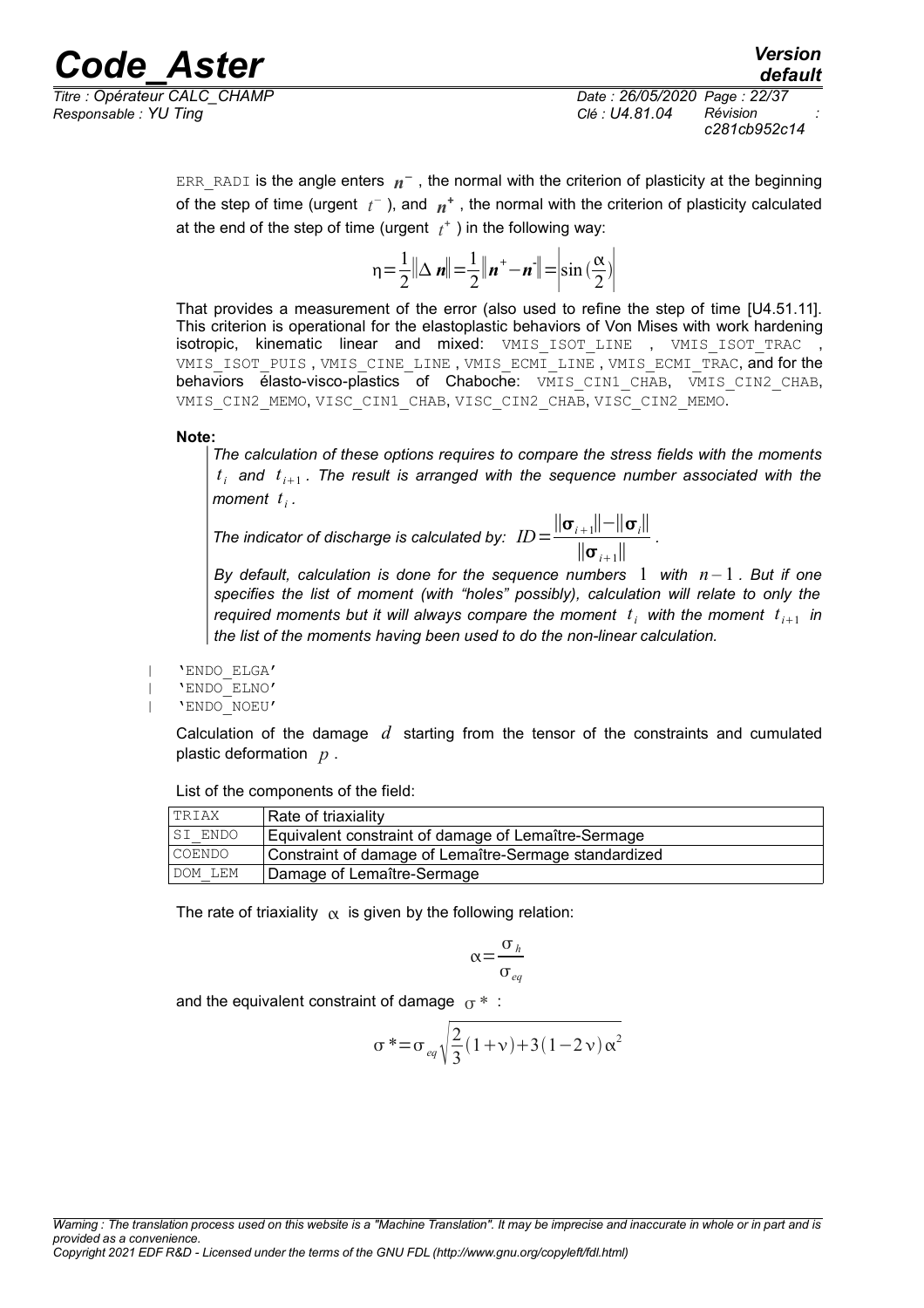ERR_RADI is the angle enters $\boldsymbol{n}^-$ , the normal with the criterion of plasticity at the beginning of the step of time (urgent $t^-$ ), and $\boldsymbol{n}^+$ , the normal with the criterion of plasticity calculated at the end of the step of time (urgent $t^+$ ) in the following way:

$$\eta=\frac{1}{2}\|\Delta \boldsymbol{n}\|=\frac{1}{2}\|\boldsymbol{n}^+-\boldsymbol{n}^-\|=\left|\sin(\frac{\alpha}{2})\right|$$

That provides a measurement of the error (also used to refine the step of time [U4.51.11]. This criterion is operational for the elastoplastic behaviors of Von Mises with work hardening isotropic, kinematic linear and mixed: VMIS_ISOT_LINE , VMIS_ISOT_TRAC , VMIS_ISOT_PUIS , VMIS_CINE_LINE , VMIS_ECMI_LINE , VMIS_ECMI_TRAC, and for the behaviors élasto-visco-plastics of Chaboche: VMIS_CIN1_CHAB, VMIS_CIN2_CHAB, VMIS_CIN2_MEMO, VISC_CIN1_CHAB, VISC_CIN2_CHAB, VISC_CIN2_MEMO.

**Note:**

*The calculation of these options requires to compare the stress fields with the moments $t_i$ and $t_{i+1}$ . The result is arranged with the sequence number associated with the moment $t_i$ .*

*The indicator of discharge is calculated by: $ID=\frac{\|\boldsymbol{\sigma}_{i+1}\|-\|\boldsymbol{\sigma}_i\|}{\|\boldsymbol{\sigma}_{i+1}\|}$ .*

*By default, calculation is done for the sequence numbers $1$ with $n-1$ . But if one specifies the list of moment (with "holes" possibly), calculation will relate to only the required moments but it will always compare the moment $t_i$ with the moment $t_{i+1}$ in the list of the moments having been used to do the non-linear calculation.*

| 'ENDO_ELGA'
| 'ENDO_ELNO'
| 'ENDO_NOEU'

Calculation of the damage $d$ starting from the tensor of the constraints and cumulated plastic deformation $p$ .

List of the components of the field:

| TRIAX | Rate of triaxiality |
|---|---|
| SI_ENDO | Equivalent constraint of damage of Lemaître-Sermage |
| COENDO | Constraint of damage of Lemaître-Sermage standardized |
| DOM_LEM | Damage of Lemaître-Sermage |

The rate of triaxiality $\alpha$ is given by the following relation:

$$\alpha=\frac{\sigma_h}{\sigma_{eq}}$$

and the equivalent constraint of damage $\sigma^*$ :

$$\sigma^*=\sigma_{eq}\sqrt{\frac{2}{3}(1+\nu)+3(1-2\nu)\alpha^2}$$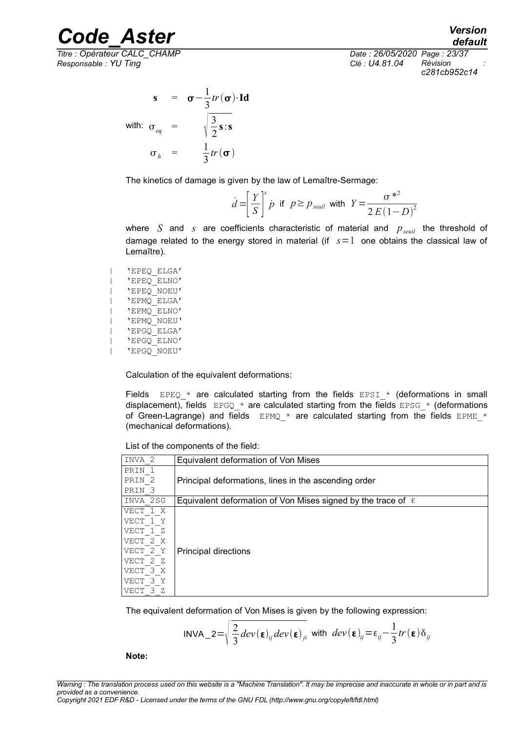$$\mathbf{s} = \boldsymbol{\sigma} - \frac{1}{3} tr(\boldsymbol{\sigma}) \cdot \mathbf{Id}$$

with: $\sigma_{eq} = \sqrt{\frac{3}{2} \mathbf{s} : \mathbf{s}}$

$$\sigma_h = \frac{1}{3} tr(\boldsymbol{\sigma})$$

The kinetics of damage is given by the law of Lemaître-Sermage:

$$\dot{d} = \left[\frac{Y}{S}\right]^s \dot{p} \text{ if } p \geq p_{seuil} \text{ with } Y = \frac{\sigma^{*2}}{2E(1-D)^2}$$

where $S$ and $s$ are coefficients characteristic of material and $p_{seuil}$ the threshold of damage related to the energy stored in material (if $s=1$ one obtains the classical law of Lemaître).

```
| 'EPEQ_ELGA'
| 'EPEQ_ELNO'
| 'EPEQ_NOEU'
| 'EPMQ_ELGA'
| 'EPMQ_ELNO'
| 'EPMQ_NOEU'
| 'EPGQ_ELGA'
| 'EPGQ_ELNO'
| 'EPGQ_NOEU'
```

Calculation of the equivalent deformations:

Fields EPEQ_* are calculated starting from the fields EPSI_* (deformations in small displacement), fields EPGQ_* are calculated starting from the fields EPSG_* (deformations of Green-Lagrange) and fields EPMQ_* are calculated starting from the fields EPME_* (mechanical deformations).

List of the components of the field:

| | |
|---|---|
| INVA_2 | Equivalent deformation of Von Mises |
| PRIN_1<br>PRIN_2<br>PRIN_3 | Principal deformations, lines in the ascending order |
| INVA_2SG | Equivalent deformation of Von Mises signed by the trace of $\varepsilon$ |
| VECT_1_X<br>VECT_1_Y<br>VECT_1_Z<br>VECT_2_X<br>VECT_2_Y<br>VECT_2_Z<br>VECT_3_X<br>VECT_3_Y<br>VECT_3_Z | Principal directions |

The equivalent deformation of Von Mises is given by the following expression:

$$\text{INVA\_2} = \sqrt{\frac{2}{3} dev(\boldsymbol{\varepsilon})_{ij} dev(\boldsymbol{\varepsilon})_{ji}} \text{ with } dev(\boldsymbol{\varepsilon})_{ij} = \varepsilon_{ij} - \frac{1}{3} tr(\boldsymbol{\varepsilon}) \delta_{ij}$$

**Note:**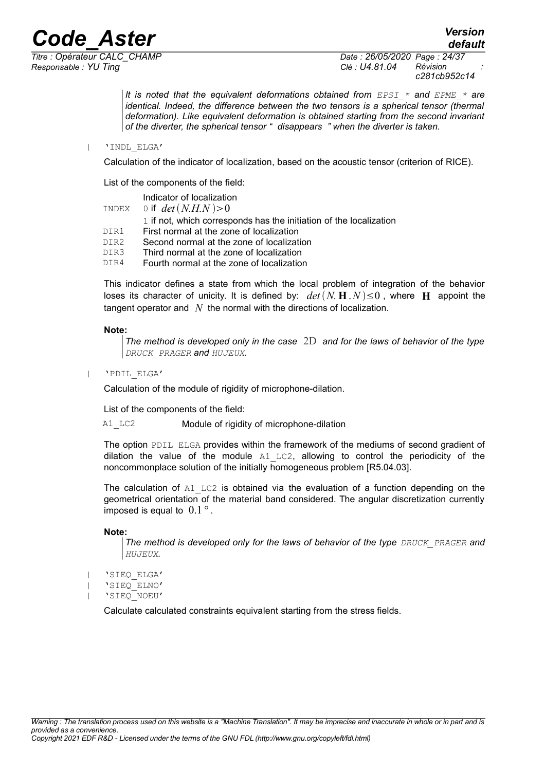*It is noted that the equivalent deformations obtained from EPSI_* and EPME_* are identical. Indeed, the difference between the two tensors is a spherical tensor (thermal deformation). Like equivalent deformation is obtained starting from the second invariant of the diverter, the spherical tensor " disappears " when the diverter is taken.*

| 'INDL_ELGA'

Calculation of the indicator of localization, based on the acoustic tensor (criterion of RICE).

List of the components of the field:

| | |
|---|---|
| INDEX | Indicator of localization<br>0 if $det(N.H.N)>0$<br>1 if not, which corresponds has the initiation of the localization |
| DIR1 | First normal at the zone of localization |
| DIR2 | Second normal at the zone of localization |
| DIR3 | Third normal at the zone of localization |
| DIR4 | Fourth normal at the zone of localization |

This indicator defines a state from which the local problem of integration of the behavior loses its character of unicity. It is defined by: $det(N.\mathbf{H}.N)\leq 0$, where $\mathbf{H}$ appoint the tangent operator and $N$ the normal with the directions of localization.

**Note:**

*The method is developed only in the case $2D$ and for the laws of behavior of the type DRUCK_PRAGER and HUJEUX.*

| 'PDIL_ELGA'

Calculation of the module of rigidity of microphone-dilation.

List of the components of the field:

| | |
|---|---|
| A1_LC2 | Module of rigidity of microphone-dilation |

The option PDIL_ELGA provides within the framework of the mediums of second gradient of dilation the value of the module A1_LC2, allowing to control the periodicity of the noncommonplace solution of the initially homogeneous problem [R5.04.03].

The calculation of A1_LC2 is obtained via the evaluation of a function depending on the geometrical orientation of the material band considered. The angular discretization currently imposed is equal to $0.1°$.

**Note:**

*The method is developed only for the laws of behavior of the type DRUCK_PRAGER and HUJEUX.*

| 'SIEQ_ELGA'
| 'SIEQ_ELNO'
| 'SIEQ_NOEU'

Calculate calculated constraints equivalent starting from the stress fields.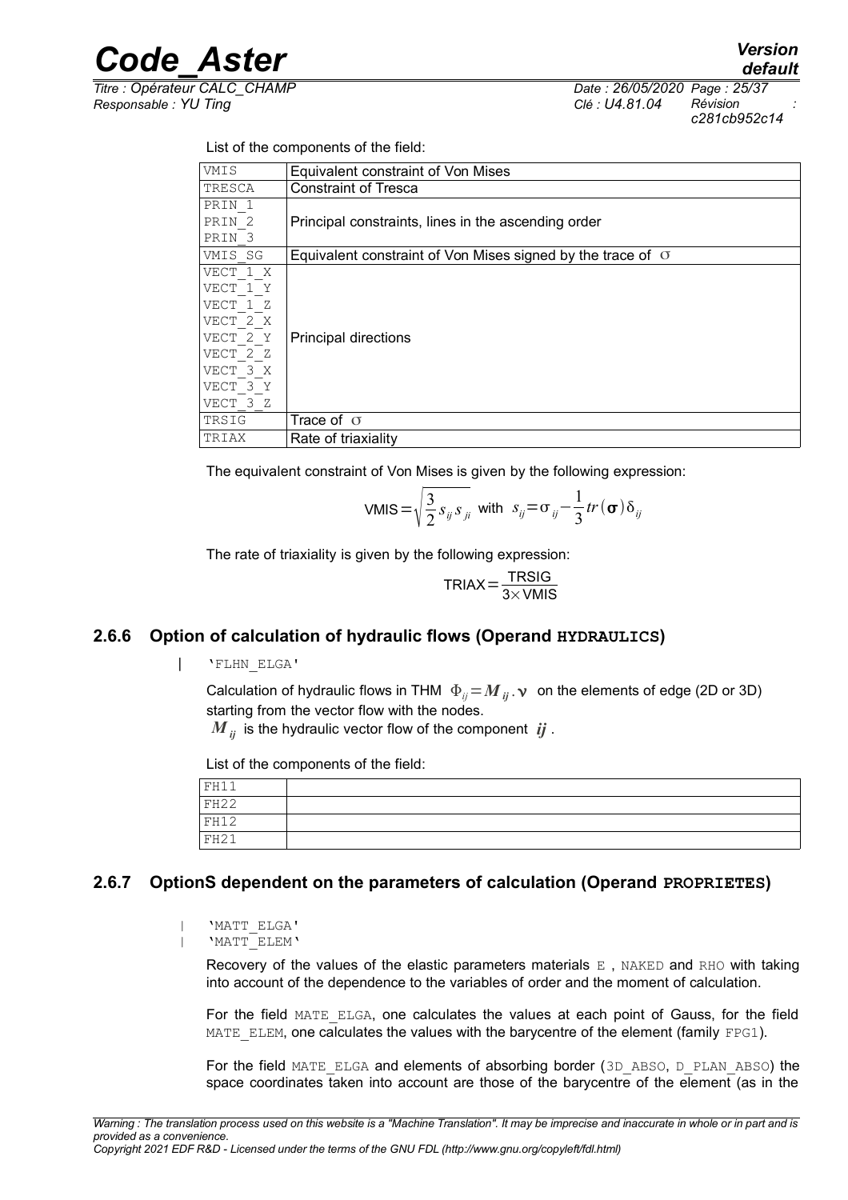List of the components of the field:

| | |
|---|---|
| VMIS | Equivalent constraint of Von Mises |
| TRESCA | Constraint of Tresca |
| PRIN_1<br>PRIN_2<br>PRIN_3 | Principal constraints, lines in the ascending order |
| VMIS_SG | Equivalent constraint of Von Mises signed by the trace of $\sigma$ |
| VECT_1_X<br>VECT_1_Y<br>VECT_1_Z<br>VECT_2_X<br>VECT_2_Y<br>VECT_2_Z<br>VECT_3_X<br>VECT_3_Y<br>VECT_3_Z | Principal directions |
| TRSIG | Trace of $\sigma$ |
| TRIAX | Rate of triaxiality |

The equivalent constraint of Von Mises is given by the following expression:

$$\text{VMIS}=\sqrt{\frac{3}{2}s_{ij}s_{ji}} \text{ with } s_{ij}=\sigma_{ij}-\frac{1}{3}tr(\boldsymbol{\sigma})\delta_{ij}$$

The rate of triaxiality is given by the following expression:

$$\text{TRIAX}=\frac{\text{TRSIG}}{3\times\text{VMIS}}$$

### 2.6.6 Option of calculation of hydraulic flows (Operand HYDRAULICS)

| 'FLHN_ELGA'

Calculation of hydraulic flows in THM $\Phi_{ij}=\boldsymbol{M}_{ij}.\boldsymbol{\nu}$ on the elements of edge (2D or 3D) starting from the vector flow with the nodes.
$\boldsymbol{M}_{ij}$ is the hydraulic vector flow of the component $\boldsymbol{ij}$.

List of the components of the field:

| | |
|---|---|
| FH11 | |
| FH22 | |
| FH12 | |
| FH21 | |

### 2.6.7 OptionS dependent on the parameters of calculation (Operand PROPRIETES)

| 'MATT_ELGA'
| 'MATT_ELEM'

Recovery of the values of the elastic parameters materials E, NAKED and RHO with taking into account of the dependence to the variables of order and the moment of calculation.

For the field MATE_ELGA, one calculates the values at each point of Gauss, for the field MATE_ELEM, one calculates the values with the barycentre of the element (family FPG1).

For the field MATE_ELGA and elements of absorbing border (3D_ABSO, D_PLAN_ABSO) the space coordinates taken into account are those of the barycentre of the element (as in the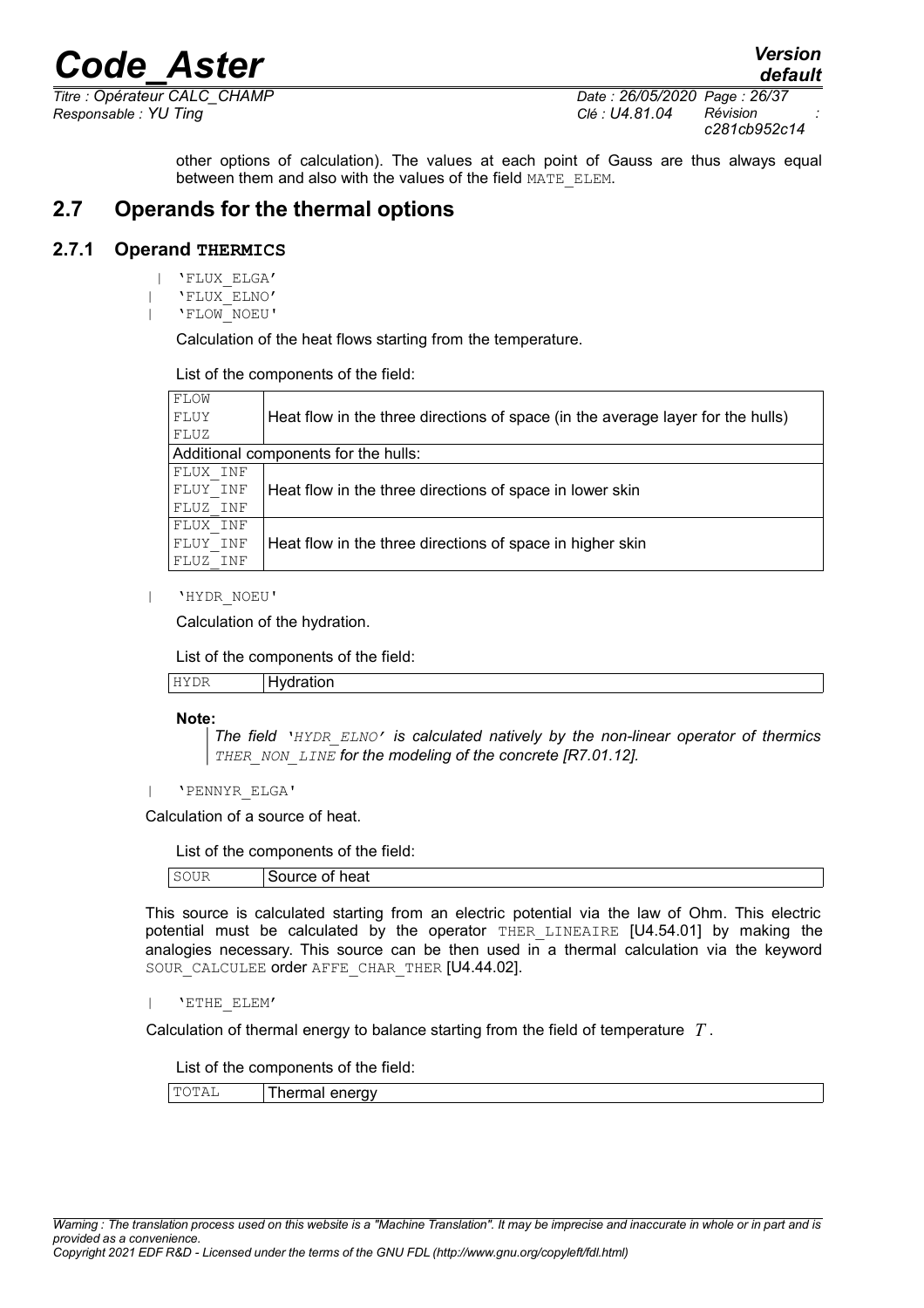other options of calculation). The values at each point of Gauss are thus always equal between them and also with the values of the field MATE_ELEM.

## 2.7 Operands for the thermal options

### 2.7.1 Operand THERMICS

```
| 'FLUX_ELGA'
| 'FLUX_ELNO'
| 'FLOW_NOEU'
```

Calculation of the heat flows starting from the temperature.

List of the components of the field:

| | |
|---|---|
| FLOW<br>FLUY<br>FLUZ | Heat flow in the three directions of space (in the average layer for the hulls) |
| Additional components for the hulls: | |
| FLUX_INF<br>FLUY_INF<br>FLUZ_INF | Heat flow in the three directions of space in lower skin |
| FLUX_INF<br>FLUY_INF<br>FLUZ_INF | Heat flow in the three directions of space in higher skin |

```
| 'HYDR_NOEU'
```

Calculation of the hydration.

List of the components of the field:

| | |
|---|---|
| HYDR | Hydration |

**Note:**

*The field 'HYDR_ELNO' is calculated natively by the non-linear operator of thermics THER_NON_LINE for the modeling of the concrete [R7.01.12].*

```
| 'PENNYR_ELGA'
```

Calculation of a source of heat.

List of the components of the field:

| | |
|---|---|
| SOUR | Source of heat |

This source is calculated starting from an electric potential via the law of Ohm. This electric potential must be calculated by the operator THER_LINEAIRE [U4.54.01] by making the analogies necessary. This source can be then used in a thermal calculation via the keyword SOUR_CALCULEE order AFFE_CHAR_THER [U4.44.02].

```
| 'ETHE_ELEM'
```

Calculation of thermal energy to balance starting from the field of temperature $T$.

List of the components of the field:

| | |
|---|---|
| TOTAL | Thermal energy |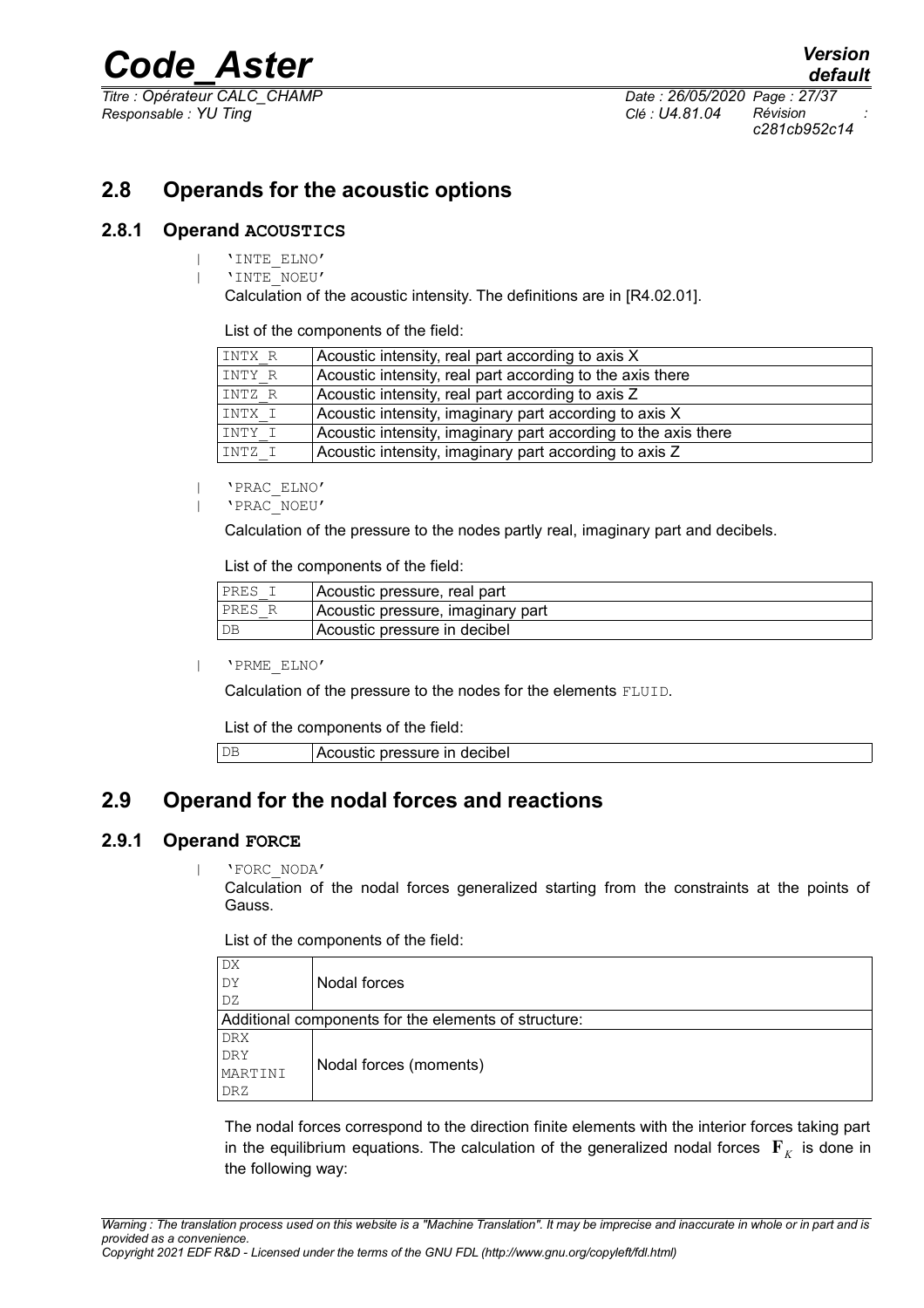## 2.8 Operands for the acoustic options

### 2.8.1 Operand ACOUSTICS

| 'INTE_ELNO'
| 'INTE_NOEU'

Calculation of the acoustic intensity. The definitions are in [R4.02.01].

List of the components of the field:

| | |
|---|---|
| INTX_R | Acoustic intensity, real part according to axis X |
| INTY_R | Acoustic intensity, real part according to the axis there |
| INTZ_R | Acoustic intensity, real part according to axis Z |
| INTX_I | Acoustic intensity, imaginary part according to axis X |
| INTY_I | Acoustic intensity, imaginary part according to the axis there |
| INTZ_I | Acoustic intensity, imaginary part according to axis Z |

| 'PRAC_ELNO'
| 'PRAC_NOEU'

Calculation of the pressure to the nodes partly real, imaginary part and decibels.

List of the components of the field:

| | |
|---|---|
| PRES_I | Acoustic pressure, real part |
| PRES_R | Acoustic pressure, imaginary part |
| DB | Acoustic pressure in decibel |

| 'PRME_ELNO'

Calculation of the pressure to the nodes for the elements FLUID.

List of the components of the field:

| | |
|---|---|
| DB | Acoustic pressure in decibel |

## 2.9 Operand for the nodal forces and reactions

### 2.9.1 Operand FORCE

| 'FORC_NODA'

Calculation of the nodal forces generalized starting from the constraints at the points of Gauss.

List of the components of the field:

| | |
|---|---|
| DX<br>DY<br>DZ | Nodal forces |
| Additional components for the elements of structure: | |
| DRX<br>DRY<br>MARTINI<br>DRZ | Nodal forces (moments) |

The nodal forces correspond to the direction finite elements with the interior forces taking part in the equilibrium equations. The calculation of the generalized nodal forces $\mathbf{F}_K$ is done in the following way: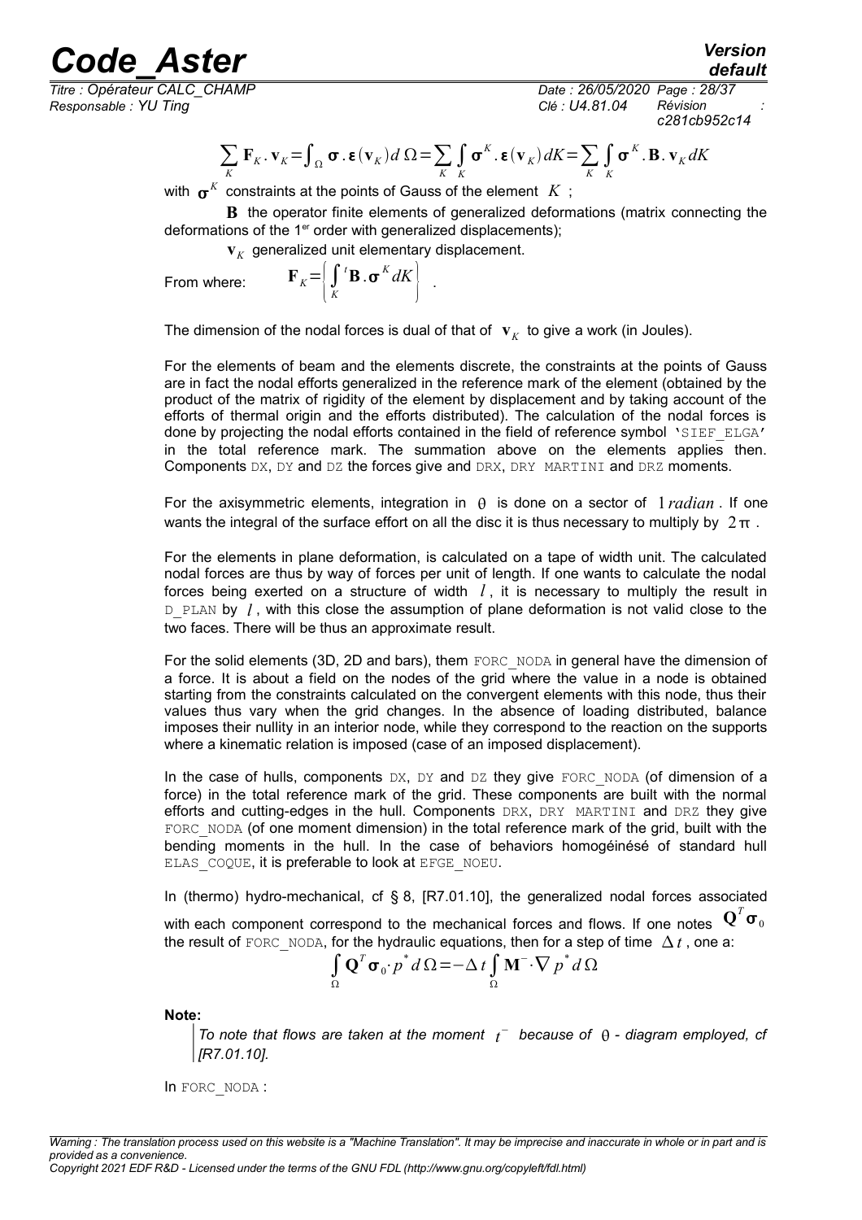$$\sum_K \mathbf{F}_K \cdot \mathbf{v}_K = \int_\Omega \boldsymbol{\sigma} \cdot \boldsymbol{\varepsilon}(\mathbf{v}_K) d\Omega = \sum_K \int_K \boldsymbol{\sigma}^K \cdot \boldsymbol{\varepsilon}(\mathbf{v}_K) dK = \sum_K \int_K \boldsymbol{\sigma}^K \cdot \mathbf{B} \cdot \mathbf{v}_K dK$$

with $\boldsymbol{\sigma}^K$ constraints at the points of Gauss of the element $K$ ;

$\mathbf{B}$ the operator finite elements of generalized deformations (matrix connecting the deformations of the 1er order with generalized displacements);

$\mathbf{v}_K$ generalized unit elementary displacement.

From where: $\mathbf{F}_K = \left\{ \int_K {}^t\mathbf{B} \cdot \boldsymbol{\sigma}^K dK \right\}$ .

The dimension of the nodal forces is dual of that of $\mathbf{v}_K$ to give a work (in Joules).

For the elements of beam and the elements discrete, the constraints at the points of Gauss are in fact the nodal efforts generalized in the reference mark of the element (obtained by the product of the matrix of rigidity of the element by displacement and by taking account of the efforts of thermal origin and the efforts distributed). The calculation of the nodal forces is done by projecting the nodal efforts contained in the field of reference symbol 'SIEF_ELGA' in the total reference mark. The summation above on the elements applies then. Components DX, DY and DZ the forces give and DRX, DRY MARTINI and DRZ moments.

For the axisymmetric elements, integration in $\theta$ is done on a sector of $1\,radian$ . If one wants the integral of the surface effort on all the disc it is thus necessary to multiply by $2\pi$ .

For the elements in plane deformation, is calculated on a tape of width unit. The calculated nodal forces are thus by way of forces per unit of length. If one wants to calculate the nodal forces being exerted on a structure of width $l$ , it is necessary to multiply the result in D_PLAN by $l$ , with this close the assumption of plane deformation is not valid close to the two faces. There will be thus an approximate result.

For the solid elements (3D, 2D and bars), them FORC_NODA in general have the dimension of a force. It is about a field on the nodes of the grid where the value in a node is obtained starting from the constraints calculated on the convergent elements with this node, thus their values thus vary when the grid changes. In the absence of loading distributed, balance imposes their nullity in an interior node, while they correspond to the reaction on the supports where a kinematic relation is imposed (case of an imposed displacement).

In the case of hulls, components DX, DY and DZ they give FORC_NODA (of dimension of a force) in the total reference mark of the grid. These components are built with the normal efforts and cutting-edges in the hull. Components DRX, DRY MARTINI and DRZ they give FORC_NODA (of one moment dimension) in the total reference mark of the grid, built with the bending moments in the hull. In the case of behaviors homogéinésé of standard hull ELAS_COQUE, it is preferable to look at EFGE_NOEU.

In (thermo) hydro-mechanical, cf § 8, [R7.01.10], the generalized nodal forces associated with each component correspond to the mechanical forces and flows. If one notes $\mathbf{Q}^T\boldsymbol{\sigma}_0$ the result of FORC_NODA, for the hydraulic equations, then for a step of time $\Delta t$ , one a:

$$\int_\Omega \mathbf{Q}^T \boldsymbol{\sigma}_0 \cdot p^* d\Omega = -\Delta t \int_\Omega \mathbf{M}^- \cdot \nabla p^* d\Omega$$

**Note:**

*To note that flows are taken at the moment $t^-$ because of $\theta$ - diagram employed, cf [R7.01.10].*

In FORC_NODA :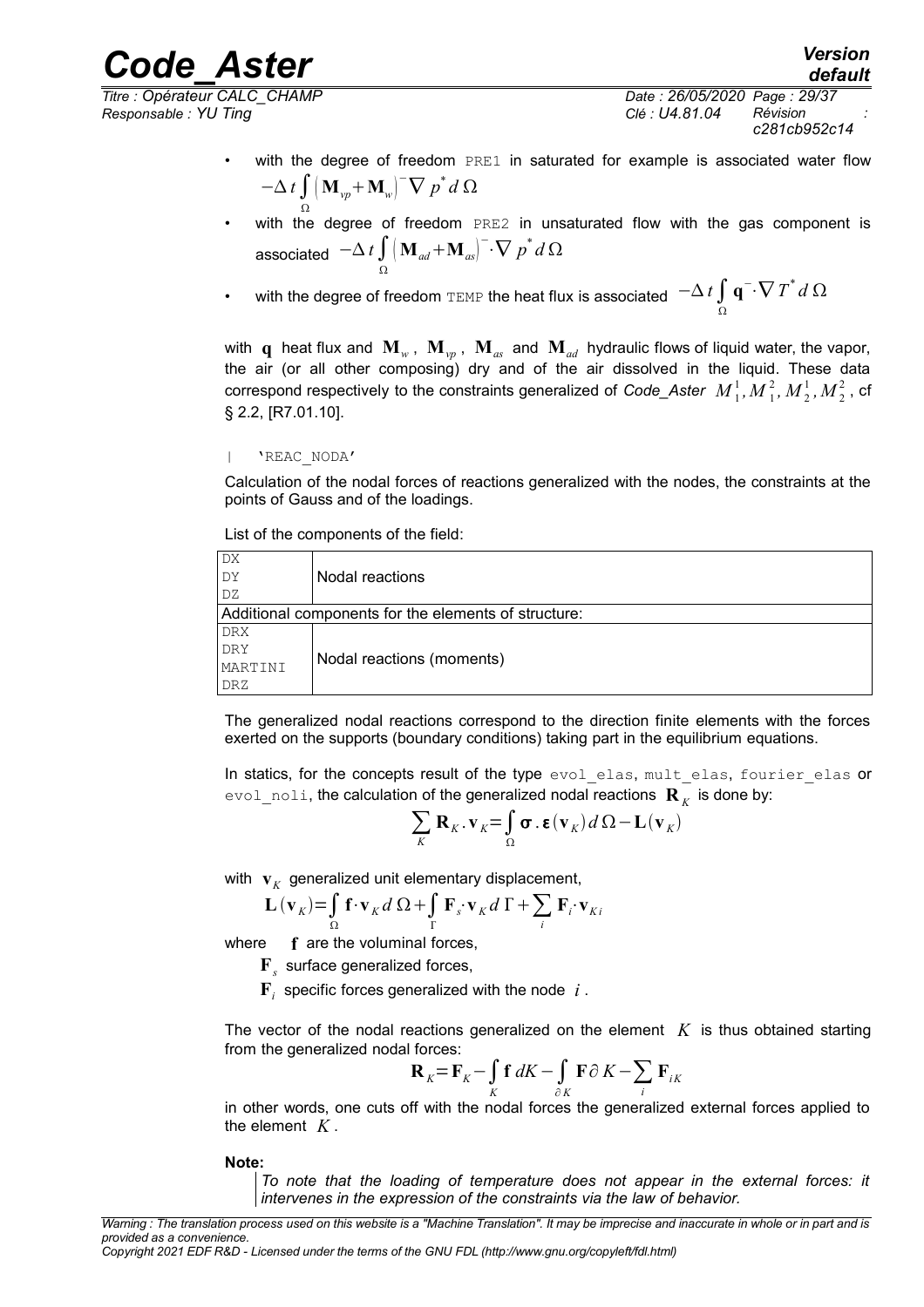- with the degree of freedom PRE1 in saturated for example is associated water flow $-\Delta t \int_{\Omega} \left( \mathbf{M}_{vp} + \mathbf{M}_{w} \right)^{-} \nabla p^{*} d\Omega$
- with the degree of freedom PRE2 in unsaturated flow with the gas component is associated $-\Delta t \int_{\Omega} \left( \mathbf{M}_{ad} + \mathbf{M}_{as} \right)^{-} \cdot \nabla p^{*} d\Omega$
- with the degree of freedom TEMP the heat flux is associated $-\Delta t \int_{\Omega} \mathbf{q}^{-} \cdot \nabla T^{*} d\Omega$

with $\mathbf{q}$ heat flux and $\mathbf{M}_{w}$, $\mathbf{M}_{vp}$, $\mathbf{M}_{as}$ and $\mathbf{M}_{ad}$ hydraulic flows of liquid water, the vapor, the air (or all other composing) dry and of the air dissolved in the liquid. These data correspond respectively to the constraints generalized of *Code_Aster* $M_1^1, M_1^2, M_2^1, M_2^2$, cf § 2.2, [R7.01.10].

| 'REAC_NODA'

Calculation of the nodal forces of reactions generalized with the nodes, the constraints at the points of Gauss and of the loadings.

List of the components of the field:

| | |
|---|---|
| DX<br>DY<br>DZ | Nodal reactions |
| Additional components for the elements of structure: | |
| DRX<br>DRY<br>MARTINI<br>DRZ | Nodal reactions (moments) |

The generalized nodal reactions correspond to the direction finite elements with the forces exerted on the supports (boundary conditions) taking part in the equilibrium equations.

In statics, for the concepts result of the type evol_elas, mult_elas, fourier_elas or evol_noli, the calculation of the generalized nodal reactions $\mathbf{R}_{K}$ is done by:

$$\sum_{K} \mathbf{R}_{K} . \mathbf{v}_{K} = \int_{\Omega} \boldsymbol{\sigma} . \boldsymbol{\varepsilon}(\mathbf{v}_{K}) d\Omega - \mathbf{L}(\mathbf{v}_{K})$$

with $\mathbf{v}_{K}$ generalized unit elementary displacement,

$$\mathbf{L}(\mathbf{v}_{K}) = \int_{\Omega} \mathbf{f} \cdot \mathbf{v}_{K} d\Omega + \int_{\Gamma} \mathbf{F}_{s} \cdot \mathbf{v}_{K} d\Gamma + \sum_{i} \mathbf{F}_{i} \cdot \mathbf{v}_{Ki}$$

where $\mathbf{f}$ are the voluminal forces,

$\mathbf{F}_{s}$ surface generalized forces,

$\mathbf{F}_{i}$ specific forces generalized with the node $i$.

The vector of the nodal reactions generalized on the element $K$ is thus obtained starting from the generalized nodal forces:

$$\mathbf{R}_{K} = \mathbf{F}_{K} - \int_{K} \mathbf{f} \, dK - \int_{\partial K} \mathbf{F} \partial K - \sum_{i} \mathbf{F}_{iK}$$

in other words, one cuts off with the nodal forces the generalized external forces applied to the element $K$.

**Note:**

*To note that the loading of temperature does not appear in the external forces: it intervenes in the expression of the constraints via the law of behavior.*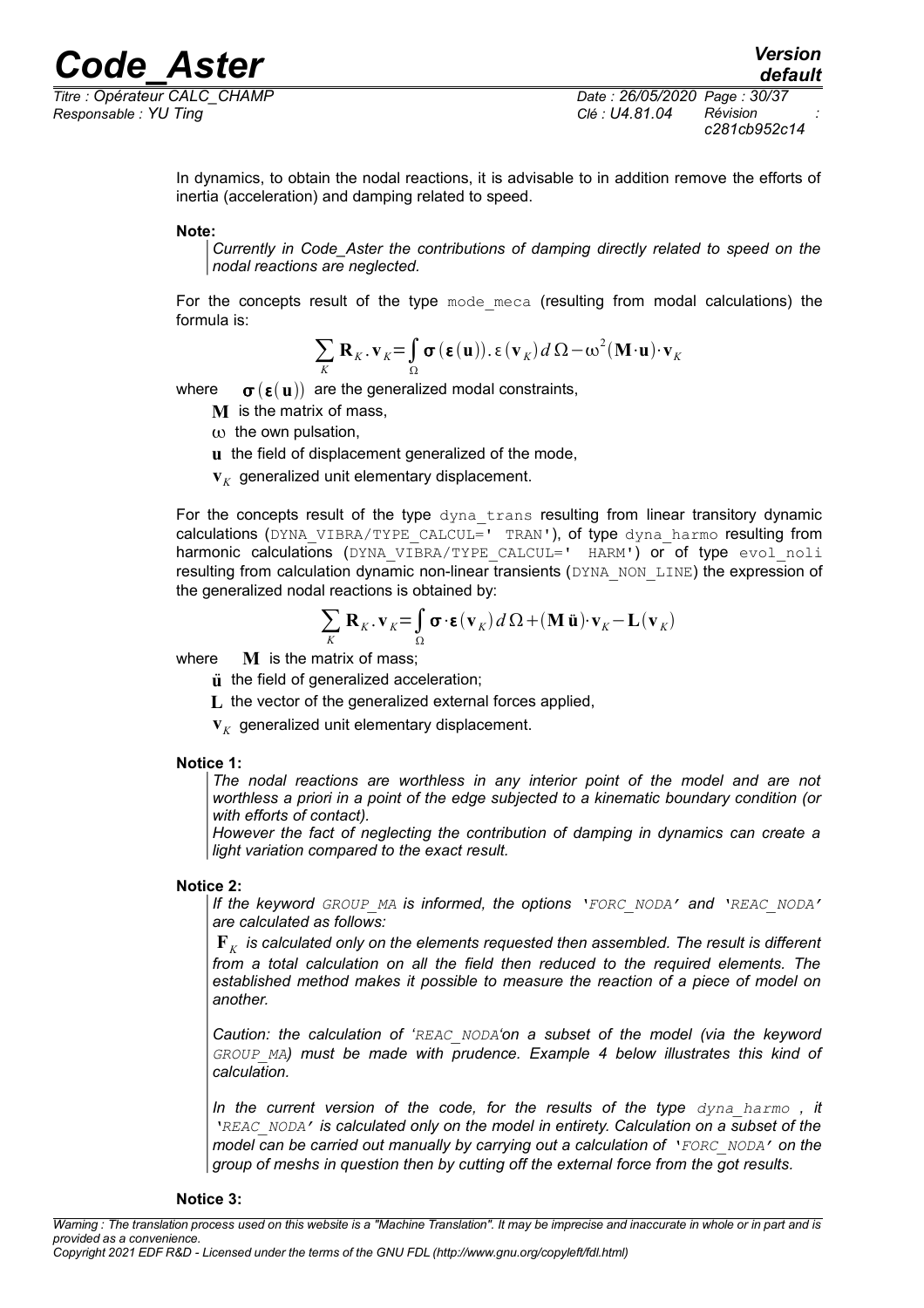In dynamics, to obtain the nodal reactions, it is advisable to in addition remove the efforts of inertia (acceleration) and damping related to speed.

**Note:**

*Currently in Code_Aster the contributions of damping directly related to speed on the nodal reactions are neglected.*

For the concepts result of the type mode_meca (resulting from modal calculations) the formula is:

$$\sum_K \mathbf{R}_K . \mathbf{v}_K = \int_\Omega \boldsymbol{\sigma}(\boldsymbol{\varepsilon}(\mathbf{u})) . \varepsilon(\mathbf{v}_K) \, d\Omega - \omega^2 (\mathbf{M} \cdot \mathbf{u}) \cdot \mathbf{v}_K$$

where $\boldsymbol{\sigma}(\boldsymbol{\varepsilon}(\mathbf{u}))$ are the generalized modal constraints,

$\mathbf{M}$ is the matrix of mass,

$\omega$ the own pulsation,

$\mathbf{u}$ the field of displacement generalized of the mode,

$\mathbf{v}_K$ generalized unit elementary displacement.

For the concepts result of the type dyna_trans resulting from linear transitory dynamic calculations (DYNA_VIBRA/TYPE_CALCUL=' TRAN'), of type dyna_harmo resulting from harmonic calculations (DYNA_VIBRA/TYPE_CALCUL=' HARM') or of type evol_noli resulting from calculation dynamic non-linear transients (DYNA_NON_LINE) the expression of the generalized nodal reactions is obtained by:

$$\sum_K \mathbf{R}_K . \mathbf{v}_K = \int_\Omega \boldsymbol{\sigma} \cdot \boldsymbol{\varepsilon}(\mathbf{v}_K) \, d\Omega + (\mathbf{M} \, \ddot{\mathbf{u}}) \cdot \mathbf{v}_K - \mathbf{L}(\mathbf{v}_K)$$

where $\mathbf{M}$ is the matrix of mass;

$\ddot{\mathbf{u}}$ the field of generalized acceleration;

$\mathbf{L}$ the vector of the generalized external forces applied,

$\mathbf{v}_K$ generalized unit elementary displacement.

**Notice 1:**

*The nodal reactions are worthless in any interior point of the model and are not worthless a priori in a point of the edge subjected to a kinematic boundary condition (or with efforts of contact).*

*However the fact of neglecting the contribution of damping in dynamics can create a light variation compared to the exact result.*

**Notice 2:**

*If the keyword GROUP_MA is informed, the options 'FORC_NODA' and 'REAC_NODA' are calculated as follows:*

$\mathbf{F}_K$ *is calculated only on the elements requested then assembled. The result is different from a total calculation on all the field then reduced to the required elements. The established method makes it possible to measure the reaction of a piece of model on another.*

*Caution: the calculation of 'REAC_NODA'on a subset of the model (via the keyword GROUP_MA) must be made with prudence. Example 4 below illustrates this kind of calculation.*

*In the current version of the code, for the results of the type dyna_harmo , it 'REAC_NODA' is calculated only on the model in entirety. Calculation on a subset of the model can be carried out manually by carrying out a calculation of 'FORC_NODA' on the group of meshs in question then by cutting off the external force from the got results.*

**Notice 3:**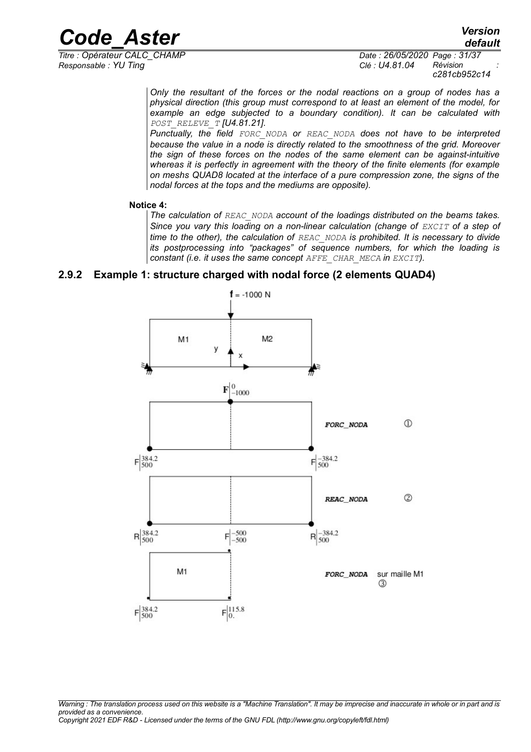*Only the resultant of the forces or the nodal reactions on a group of nodes has a physical direction (this group must correspond to at least an element of the model, for example an edge subjected to a boundary condition). It can be calculated with `POST_RELEVE_T` [U4.81.21].*

*Punctually, the field `FORC_NODA` or `REAC_NODA` does not have to be interpreted because the value in a node is directly related to the smoothness of the grid. Moreover the sign of these forces on the nodes of the same element can be against-intuitive whereas it is perfectly in agreement with the theory of the finite elements (for example on meshs QUAD8 located at the interface of a pure compression zone, the signs of the nodal forces at the tops and the mediums are opposite).*

**Notice 4:**

*The calculation of `REAC_NODA` account of the loadings distributed on the beams takes. Since you vary this loading on a non-linear calculation (change of `EXCIT` of a step of time to the other), the calculation of `REAC_NODA` is prohibited. It is necessary to divide its postprocessing into "packages" of sequence numbers, for which the loading is constant (i.e. it uses the same concept `AFFE_CHAR_MECA` in `EXCIT`).*

### 2.9.2 Example 1: structure charged with nodal force (2 elements QUAD4)

$\mathbf{f} = -1000$ N

M1 | M2

$\mathbf{F}\Big|^{0}_{-1000}$

**FORC_NODA** ①

$F\Big|^{384.2}_{500}$ $F\Big|^{-384.2}_{500}$

**REAC_NODA** ②

$R\Big|^{384.2}_{500}$ $F\Big|^{-500}_{-500}$ $R\Big|^{-384.2}_{500}$

**FORC_NODA** sur maille M1 ③

$F\Big|^{384.2}_{500}$ $F\Big|^{115.8}_{0.}$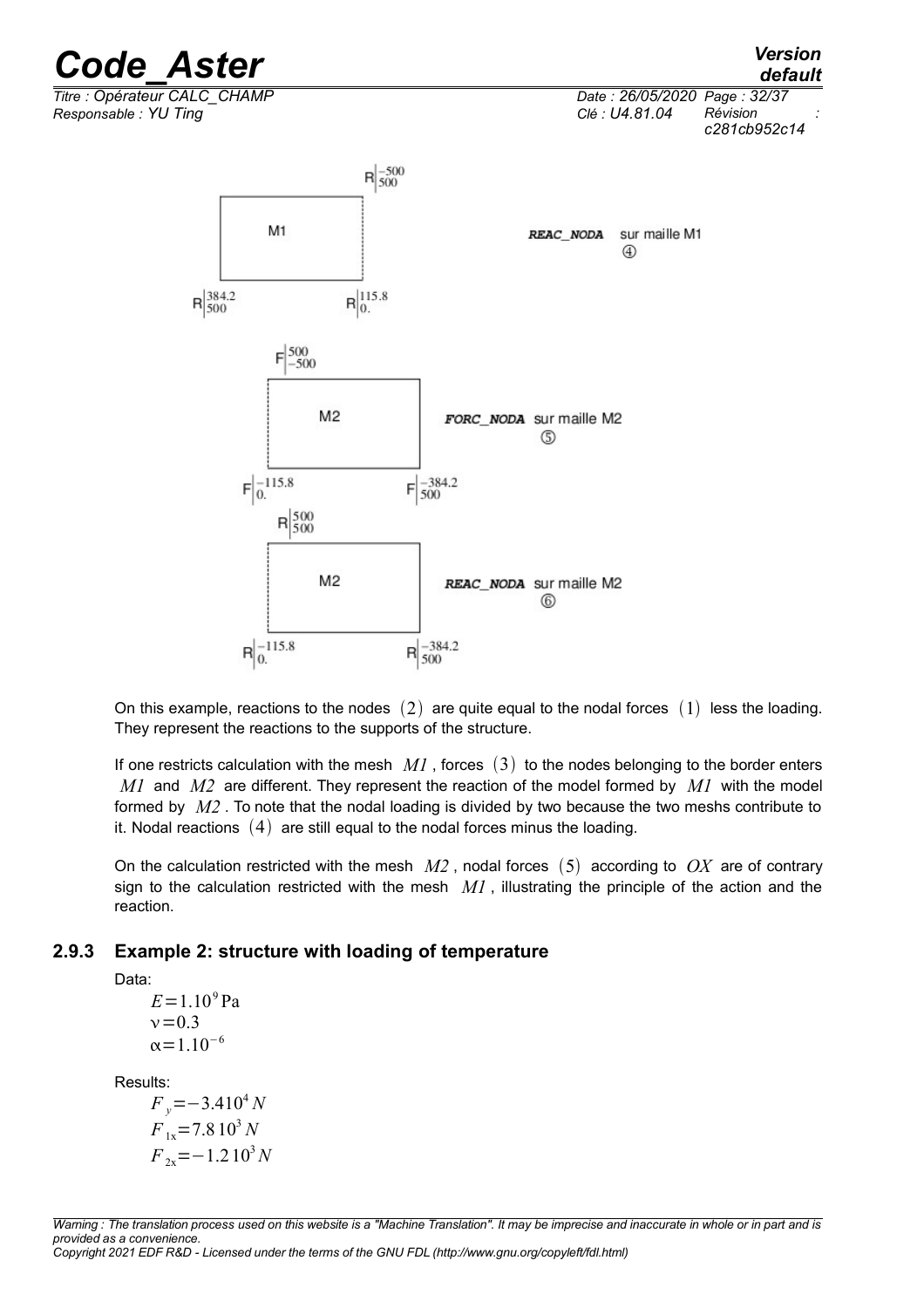$R\Big|_{500}^{-500}$

M1

**REAC_NODA** sur maille M1 ④

$R\Big|_{500}^{384.2}$ $R\Big|_{0.}^{115.8}$

$F\Big|_{-500}^{500}$

M2

**FORC_NODA** sur maille M2 ⑤

$F\Big|_{0.}^{-115.8}$ $F\Big|_{500}^{-384.2}$

$R\Big|_{500}^{500}$

M2

**REAC_NODA** sur maille M2 ⑥

$R\Big|_{0.}^{-115.8}$ $R\Big|_{500}^{-384.2}$

On this example, reactions to the nodes $(2)$ are quite equal to the nodal forces $(1)$ less the loading. They represent the reactions to the supports of the structure.

If one restricts calculation with the mesh $M1$, forces $(3)$ to the nodes belonging to the border enters $M1$ and $M2$ are different. They represent the reaction of the model formed by $M1$ with the model formed by $M2$. To note that the nodal loading is divided by two because the two meshs contribute to it. Nodal reactions $(4)$ are still equal to the nodal forces minus the loading.

On the calculation restricted with the mesh $M2$, nodal forces $(5)$ according to $OX$ are of contrary sign to the calculation restricted with the mesh $M1$, illustrating the principle of the action and the reaction.

### 2.9.3 Example 2: structure with loading of temperature

Data:

$E = 1.10^{9}\,\text{Pa}$

$\nu = 0.3$

$\alpha = 1.10^{-6}$

Results:

$F_{y} = -3.4 10^{4}\,N$

$F_{1x} = 7.8\,10^{3}\,N$

$F_{2x} = -1.2\,10^{3}\,N$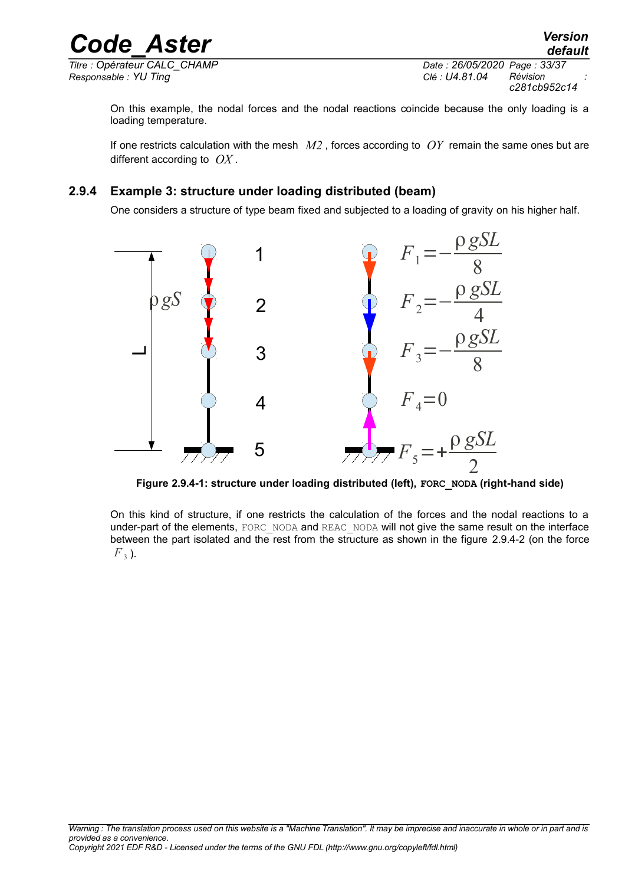On this example, the nodal forces and the nodal reactions coincide because the only loading is a loading temperature.

If one restricts calculation with the mesh $M2$, forces according to $OY$ remain the same ones but are different according to $OX$.

### 2.9.4 Example 3: structure under loading distributed (beam)

One considers a structure of type beam fixed and subjected to a loading of gravity on his higher half.

$$F_1 = -\frac{\rho gSL}{8}$$

$$F_2 = -\frac{\rho gSL}{4}$$

$$F_3 = -\frac{\rho gSL}{8}$$

$$F_4 = 0$$

$$F_5 = +\frac{\rho gSL}{2}$$

**Figure 2.9.4-1: structure under loading distributed (left), FORC_NODA (right-hand side)**

On this kind of structure, if one restricts the calculation of the forces and the nodal reactions to a under-part of the elements, FORC_NODA and REAC_NODA will not give the same result on the interface between the part isolated and the rest from the structure as shown in the figure 2.9.4-2 (on the force $F_3$).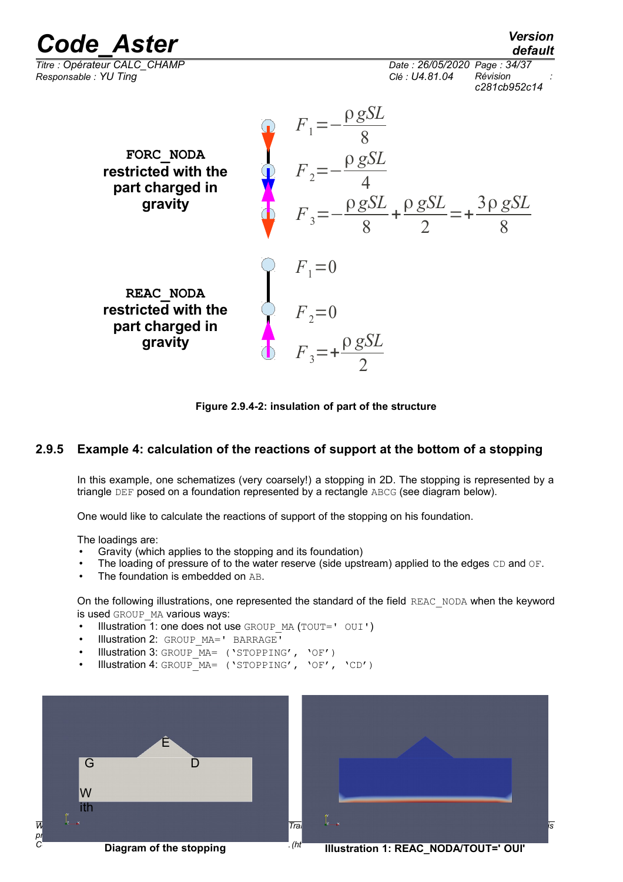**FORC_NODA restricted with the part charged in gravity**

$$F_1 = -\frac{\rho g S L}{8}$$

$$F_2 = -\frac{\rho g S L}{4}$$

$$F_3 = -\frac{\rho g S L}{8} + \frac{\rho g S L}{2} = +\frac{3 \rho g S L}{8}$$

**REAC_NODA restricted with the part charged in gravity**

$$F_1 = 0$$

$$F_2 = 0$$

$$F_3 = +\frac{\rho g S L}{2}$$

**Figure 2.9.4-2: insulation of part of the structure**

### 2.9.5 Example 4: calculation of the reactions of support at the bottom of a stopping

In this example, one schematizes (very coarsely!) a stopping in 2D. The stopping is represented by a triangle DEF posed on a foundation represented by a rectangle ABCG (see diagram below).

One would like to calculate the reactions of support of the stopping on his foundation.

The loadings are:

- Gravity (which applies to the stopping and its foundation)
- The loading of pressure of to the water reserve (side upstream) applied to the edges CD and OF.
- The foundation is embedded on AB.

On the following illustrations, one represented the standard of the field REAC_NODA when the keyword is used GROUP_MA various ways:

- Illustration 1: one does not use GROUP_MA (TOUT=' OUI')
- Illustration 2: GROUP_MA=' BARRAGE'
- Illustration 3: GROUP_MA= ('STOPPING', 'OF')
- Illustration 4: GROUP_MA= ('STOPPING', 'OF', 'CD')

**Diagram of the stopping**

**Illustration 1: REAC_NODA/TOUT=' OUI'**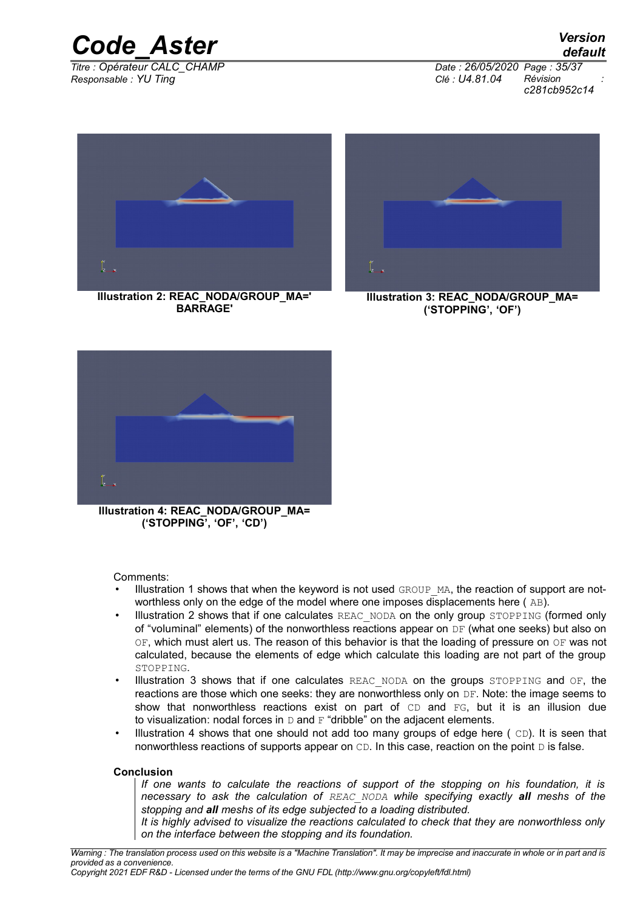Illustration 2: REAC_NODA/GROUP_MA=' BARRAGE'

Illustration 3: REAC_NODA/GROUP_MA= ('STOPPING', 'OF')

Illustration 4: REAC_NODA/GROUP_MA= ('STOPPING', 'OF', 'CD')

Comments:

- Illustration 1 shows that when the keyword is not used GROUP_MA, the reaction of support are not-worthless only on the edge of the model where one imposes displacements here ( AB).
- Illustration 2 shows that if one calculates REAC_NODA on the only group STOPPING (formed only of "voluminal" elements) of the nonworthless reactions appear on DF (what one seeks) but also on OF, which must alert us. The reason of this behavior is that the loading of pressure on OF was not calculated, because the elements of edge which calculate this loading are not part of the group STOPPING.
- Illustration 3 shows that if one calculates REAC_NODA on the groups STOPPING and OF, the reactions are those which one seeks: they are nonworthless only on DF. Note: the image seems to show that nonworthless reactions exist on part of CD and FG, but it is an illusion due to visualization: nodal forces in D and F "dribble" on the adjacent elements.
- Illustration 4 shows that one should not add too many groups of edge here ( CD). It is seen that nonworthless reactions of supports appear on CD. In this case, reaction on the point D is false.

**Conclusion**

*If one wants to calculate the reactions of support of the stopping on his foundation, it is necessary to ask the calculation of REAC_NODA while specifying exactly **all** meshs of the stopping and **all** meshs of its edge subjected to a loading distributed.*

*It is highly advised to visualize the reactions calculated to check that they are nonworthless only on the interface between the stopping and its foundation.*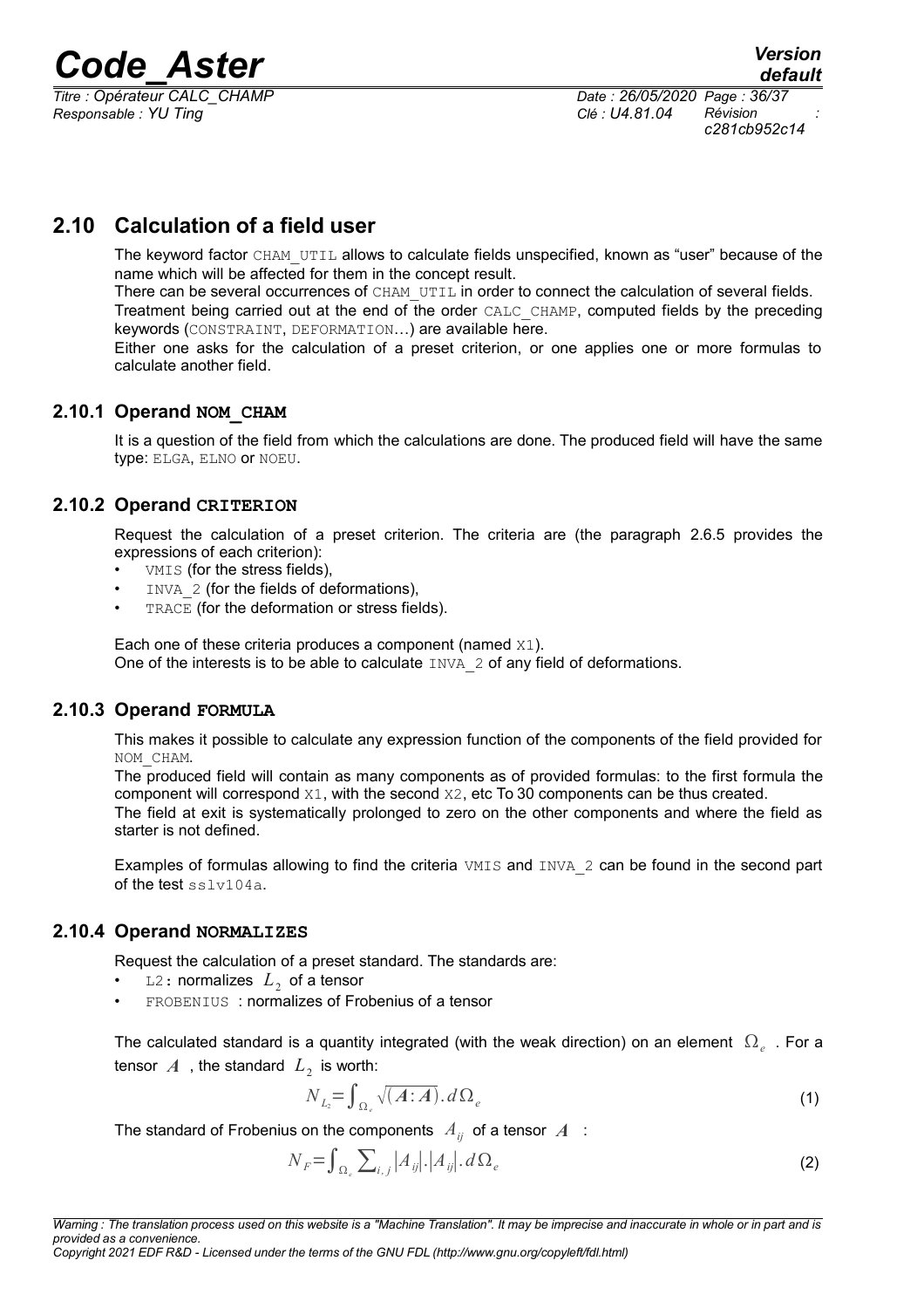## 2.10 Calculation of a field user

The keyword factor CHAM_UTIL allows to calculate fields unspecified, known as "user" because of the name which will be affected for them in the concept result.

There can be several occurrences of CHAM_UTIL in order to connect the calculation of several fields.

Treatment being carried out at the end of the order CALC_CHAMP, computed fields by the preceding keywords (CONSTRAINT, DEFORMATION…) are available here.

Either one asks for the calculation of a preset criterion, or one applies one or more formulas to calculate another field.

### 2.10.1 Operand NOM_CHAM

It is a question of the field from which the calculations are done. The produced field will have the same type: ELGA, ELNO or NOEU.

### 2.10.2 Operand CRITERION

Request the calculation of a preset criterion. The criteria are (the paragraph 2.6.5 provides the expressions of each criterion):

- VMIS (for the stress fields),
- INVA_2 (for the fields of deformations),
- TRACE (for the deformation or stress fields).

Each one of these criteria produces a component (named X1).
One of the interests is to be able to calculate INVA_2 of any field of deformations.

### 2.10.3 Operand FORMULA

This makes it possible to calculate any expression function of the components of the field provided for NOM_CHAM.

The produced field will contain as many components as of provided formulas: to the first formula the component will correspond X1, with the second X2, etc To 30 components can be thus created.

The field at exit is systematically prolonged to zero on the other components and where the field as starter is not defined.

Examples of formulas allowing to find the criteria VMIS and INVA_2 can be found in the second part of the test sslv104a.

### 2.10.4 Operand NORMALIZES

Request the calculation of a preset standard. The standards are:

- L2: normalizes $L_2$ of a tensor
- FROBENIUS : normalizes of Frobenius of a tensor

The calculated standard is a quantity integrated (with the weak direction) on an element $\Omega_e$ . For a tensor $\boldsymbol{A}$ , the standard $L_2$ is worth:

$$N_{L_2}=\int_{\Omega_e}\sqrt{(\boldsymbol{A}:\boldsymbol{A})}.d\Omega_e \tag{1}$$

The standard of Frobenius on the components $A_{ij}$ of a tensor $\boldsymbol{A}$ :

$$N_F=\int_{\Omega_e}\sum_{i,j}|A_{ij}|.|A_{ij}|.d\Omega_e \tag{2}$$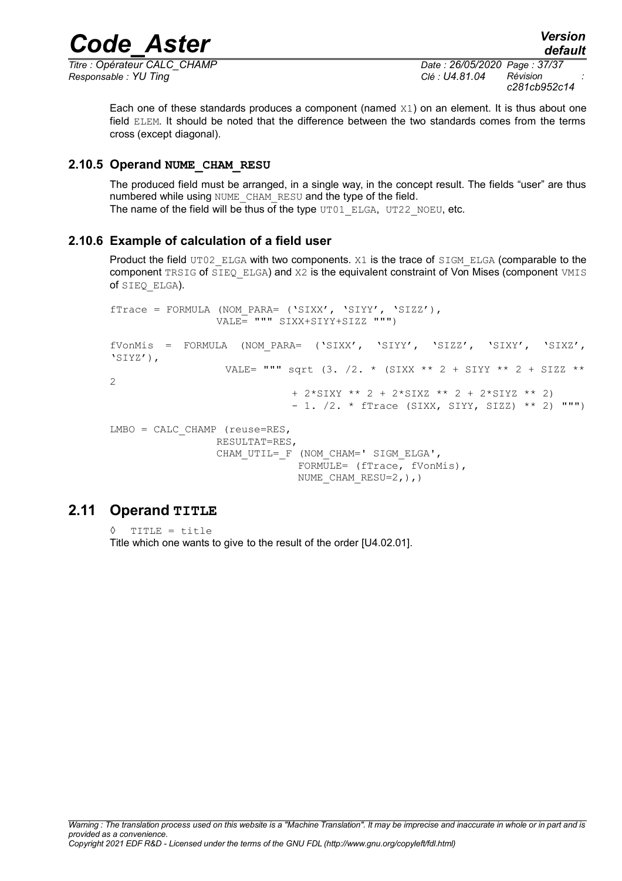Each one of these standards produces a component (named X1) on an element. It is thus about one field ELEM. It should be noted that the difference between the two standards comes from the terms cross (except diagonal).

### 2.10.5 Operand NUME_CHAM_RESU

The produced field must be arranged, in a single way, in the concept result. The fields "user" are thus numbered while using NUME_CHAM_RESU and the type of the field.
The name of the field will be thus of the type UT01_ELGA, UT22_NOEU, etc.

### 2.10.6 Example of calculation of a field user

Product the field UT02_ELGA with two components. X1 is the trace of SIGM_ELGA (comparable to the component TRSIG of SIEQ_ELGA) and X2 is the equivalent constraint of Von Mises (component VMIS of SIEQ_ELGA).

```
fTrace = FORMULA (NOM_PARA= ('SIXX', 'SIYY', 'SIZZ'),
                VALE= """ SIXX+SIYY+SIZZ """)

fVonMis  =  FORMULA  (NOM_PARA=  ('SIXX',  'SIYY',  'SIZZ',  'SIXY',  'SIXZ',
'SIYZ'),
                 VALE= """ sqrt (3. /2. * (SIXX ** 2 + SIYY ** 2 + SIZZ **
2
                           + 2*SIXY ** 2 + 2*SIXZ ** 2 + 2*SIYZ ** 2)
                           - 1. /2. * fTrace (SIXX, SIYY, SIZZ) ** 2) """)

LMBO = CALC_CHAMP (reuse=RES,
                RESULTAT=RES,
                CHAM_UTIL=_F (NOM_CHAM=' SIGM_ELGA',
                           FORMULE= (fTrace, fVonMis),
                           NUME_CHAM_RESU=2,),)
```

## 2.11 Operand TITLE

```
◊  TITLE = title
```

Title which one wants to give to the result of the order [U4.02.01].